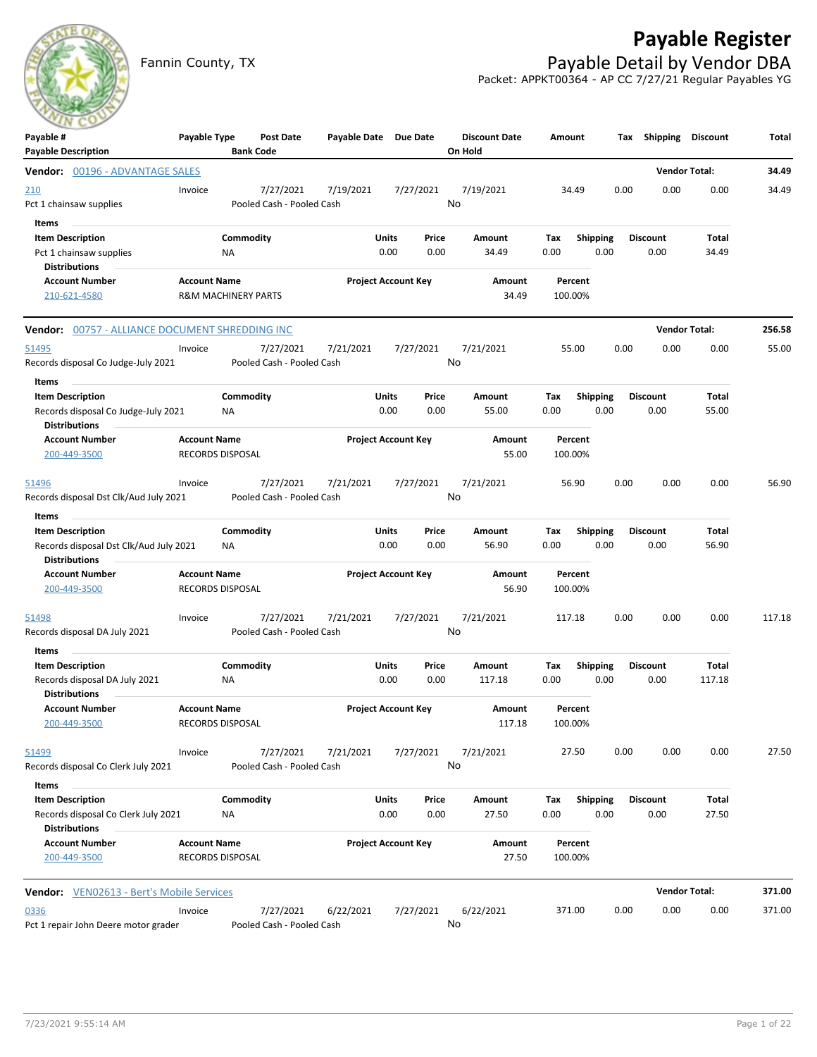# Payable Register

Fannin County, TX

## Payable Detail by Vendor DBA

Packet: APPKT00364 - AP CC 7/27/21 Regular Payables YG

| Payable # / Payable Description | Payable Type | Post Date / Bank Code | Payable Date | Due Date | Discount Date / On Hold | Amount | Tax | Shipping | Discount | Total |
|---|---|---|---|---|---|---|---|---|---|---|

**Vendor: 00196 - ADVANTAGE SALES** — Vendor Total: **34.49**

| Payable # | Payable Type | Post Date | Payable Date | Due Date | Discount Date | Amount | Tax | Shipping | Discount | Total |
|---|---|---|---|---|---|---|---|---|---|---|
| 210 | Invoice | 7/27/2021 | 7/19/2021 | 7/27/2021 | 7/19/2021 | 34.49 | 0.00 | 0.00 | 0.00 | 34.49 |
| Pct 1 chainsaw supplies | | Pooled Cash - Pooled Cash | | | No | | | | | |

Items

| Item Description | Commodity | Units | Price | Amount | Tax | Shipping | Discount | Total |
|---|---|---|---|---|---|---|---|---|
| Pct 1 chainsaw supplies | NA | 0.00 | 0.00 | 34.49 | 0.00 | 0.00 | 0.00 | 34.49 |

Distributions

| Account Number | Account Name | Project Account Key | Amount | Percent |
|---|---|---|---|---|
| 210-621-4580 | R&M MACHINERY PARTS | | 34.49 | 100.00% |

**Vendor: 00757 - ALLIANCE DOCUMENT SHREDDING INC** — Vendor Total: **256.58**

| Payable # | Payable Type | Post Date | Payable Date | Due Date | Discount Date | Amount | Tax | Shipping | Discount | Total |
|---|---|---|---|---|---|---|---|---|---|---|
| 51495 | Invoice | 7/27/2021 | 7/21/2021 | 7/27/2021 | 7/21/2021 | 55.00 | 0.00 | 0.00 | 0.00 | 55.00 |
| Records disposal Co Judge-July 2021 | | Pooled Cash - Pooled Cash | | | No | | | | | |

Items

| Item Description | Commodity | Units | Price | Amount | Tax | Shipping | Discount | Total |
|---|---|---|---|---|---|---|---|---|
| Records disposal Co Judge-July 2021 | NA | 0.00 | 0.00 | 55.00 | 0.00 | 0.00 | 0.00 | 55.00 |

Distributions

| Account Number | Account Name | Project Account Key | Amount | Percent |
|---|---|---|---|---|
| 200-449-3500 | RECORDS DISPOSAL | | 55.00 | 100.00% |

| Payable # | Payable Type | Post Date | Payable Date | Due Date | Discount Date | Amount | Tax | Shipping | Discount | Total |
|---|---|---|---|---|---|---|---|---|---|---|
| 51496 | Invoice | 7/27/2021 | 7/21/2021 | 7/27/2021 | 7/21/2021 | 56.90 | 0.00 | 0.00 | 0.00 | 56.90 |
| Records disposal Dst Clk/Aud July 2021 | | Pooled Cash - Pooled Cash | | | No | | | | | |

Items

| Item Description | Commodity | Units | Price | Amount | Tax | Shipping | Discount | Total |
|---|---|---|---|---|---|---|---|---|
| Records disposal Dst Clk/Aud July 2021 | NA | 0.00 | 0.00 | 56.90 | 0.00 | 0.00 | 0.00 | 56.90 |

Distributions

| Account Number | Account Name | Project Account Key | Amount | Percent |
|---|---|---|---|---|
| 200-449-3500 | RECORDS DISPOSAL | | 56.90 | 100.00% |

| Payable # | Payable Type | Post Date | Payable Date | Due Date | Discount Date | Amount | Tax | Shipping | Discount | Total |
|---|---|---|---|---|---|---|---|---|---|---|
| 51498 | Invoice | 7/27/2021 | 7/21/2021 | 7/27/2021 | 7/21/2021 | 117.18 | 0.00 | 0.00 | 0.00 | 117.18 |
| Records disposal DA July 2021 | | Pooled Cash - Pooled Cash | | | No | | | | | |

Items

| Item Description | Commodity | Units | Price | Amount | Tax | Shipping | Discount | Total |
|---|---|---|---|---|---|---|---|---|
| Records disposal DA July 2021 | NA | 0.00 | 0.00 | 117.18 | 0.00 | 0.00 | 0.00 | 117.18 |

Distributions

| Account Number | Account Name | Project Account Key | Amount | Percent |
|---|---|---|---|---|
| 200-449-3500 | RECORDS DISPOSAL | | 117.18 | 100.00% |

| Payable # | Payable Type | Post Date | Payable Date | Due Date | Discount Date | Amount | Tax | Shipping | Discount | Total |
|---|---|---|---|---|---|---|---|---|---|---|
| 51499 | Invoice | 7/27/2021 | 7/21/2021 | 7/27/2021 | 7/21/2021 | 27.50 | 0.00 | 0.00 | 0.00 | 27.50 |
| Records disposal Co Clerk July 2021 | | Pooled Cash - Pooled Cash | | | No | | | | | |

Items

| Item Description | Commodity | Units | Price | Amount | Tax | Shipping | Discount | Total |
|---|---|---|---|---|---|---|---|---|
| Records disposal Co Clerk July 2021 | NA | 0.00 | 0.00 | 27.50 | 0.00 | 0.00 | 0.00 | 27.50 |

Distributions

| Account Number | Account Name | Project Account Key | Amount | Percent |
|---|---|---|---|---|
| 200-449-3500 | RECORDS DISPOSAL | | 27.50 | 100.00% |

**Vendor: VEN02613 - Bert's Mobile Services** — Vendor Total: **371.00**

| Payable # | Payable Type | Post Date | Payable Date | Due Date | Discount Date | Amount | Tax | Shipping | Discount | Total |
|---|---|---|---|---|---|---|---|---|---|---|
| 0336 | Invoice | 7/27/2021 | 6/22/2021 | 7/27/2021 | 6/22/2021 | 371.00 | 0.00 | 0.00 | 0.00 | 371.00 |
| Pct 1 repair John Deere motor grader | | Pooled Cash - Pooled Cash | | | No | | | | | |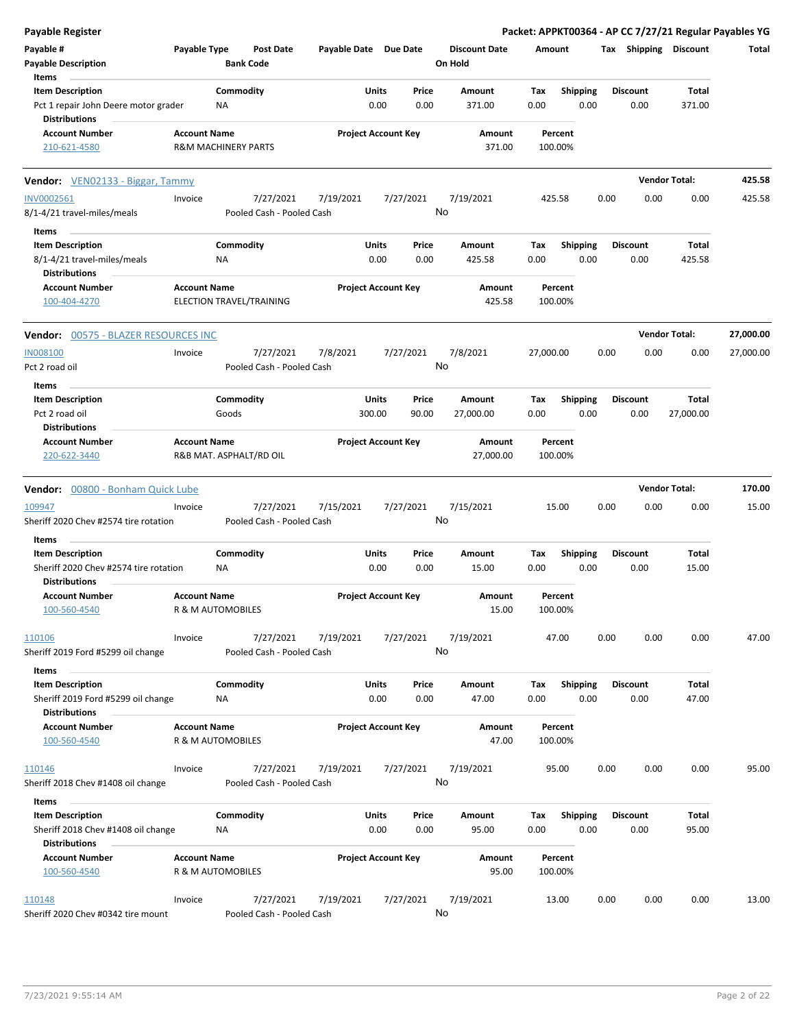**Payable Register** — **Packet: APPKT00364 - AP CC 7/27/21 Regular Payables YG**

| Payable # | Payable Type | Post Date | Payable Date | Due Date | Discount Date | Amount | Tax | Shipping | Discount | Total |
|---|---|---|---|---|---|---|---|---|---|---|
| Payable Description | | Bank Code | | | On Hold | | | | | |

Items

| Item Description | Commodity | Units | Price | Amount | Tax | Shipping | Discount | Total |
|---|---|---|---|---|---|---|---|---|
| Pct 1 repair John Deere motor grader | NA | 0.00 | 0.00 | 371.00 | 0.00 | 0.00 | 0.00 | 371.00 |

Distributions

| Account Number | Account Name | Project Account Key | Amount | Percent |
|---|---|---|---|---|
| 210-621-4580 | R&M MACHINERY PARTS | | 371.00 | 100.00% |

**Vendor:** VEN02133 - Biggar, Tammy — **Vendor Total: 425.58**

| Payable # | Payable Type | Post Date | Payable Date | Due Date | Discount Date | Amount | Tax | Shipping | Discount | Total |
|---|---|---|---|---|---|---|---|---|---|---|
| INV0002561 | Invoice | 7/27/2021 | 7/19/2021 | 7/27/2021 | 7/19/2021 | 425.58 | 0.00 | 0.00 | 0.00 | 425.58 |
| 8/1-4/21 travel-miles/meals | | Pooled Cash - Pooled Cash | | | No | | | | | |

Items

| Item Description | Commodity | Units | Price | Amount | Tax | Shipping | Discount | Total |
|---|---|---|---|---|---|---|---|---|
| 8/1-4/21 travel-miles/meals | NA | 0.00 | 0.00 | 425.58 | 0.00 | 0.00 | 0.00 | 425.58 |

Distributions

| Account Number | Account Name | Project Account Key | Amount | Percent |
|---|---|---|---|---|
| 100-404-4270 | ELECTION TRAVEL/TRAINING | | 425.58 | 100.00% |

**Vendor:** 00575 - BLAZER RESOURCES INC — **Vendor Total: 27,000.00**

| Payable # | Payable Type | Post Date | Payable Date | Due Date | Discount Date | Amount | Tax | Shipping | Discount | Total |
|---|---|---|---|---|---|---|---|---|---|---|
| IN008100 | Invoice | 7/27/2021 | 7/8/2021 | 7/27/2021 | 7/8/2021 | 27,000.00 | 0.00 | 0.00 | 0.00 | 27,000.00 |
| Pct 2 road oil | | Pooled Cash - Pooled Cash | | | No | | | | | |

Items

| Item Description | Commodity | Units | Price | Amount | Tax | Shipping | Discount | Total |
|---|---|---|---|---|---|---|---|---|
| Pct 2 road oil | Goods | 300.00 | 90.00 | 27,000.00 | 0.00 | 0.00 | 0.00 | 27,000.00 |

Distributions

| Account Number | Account Name | Project Account Key | Amount | Percent |
|---|---|---|---|---|
| 220-622-3440 | R&B MAT. ASPHALT/RD OIL | | 27,000.00 | 100.00% |

**Vendor:** 00800 - Bonham Quick Lube — **Vendor Total: 170.00**

| Payable # | Payable Type | Post Date | Payable Date | Due Date | Discount Date | Amount | Tax | Shipping | Discount | Total |
|---|---|---|---|---|---|---|---|---|---|---|
| 109947 | Invoice | 7/27/2021 | 7/15/2021 | 7/27/2021 | 7/15/2021 | 15.00 | 0.00 | 0.00 | 0.00 | 15.00 |
| Sheriff 2020 Chev #2574 tire rotation | | Pooled Cash - Pooled Cash | | | No | | | | | |

Items

| Item Description | Commodity | Units | Price | Amount | Tax | Shipping | Discount | Total |
|---|---|---|---|---|---|---|---|---|
| Sheriff 2020 Chev #2574 tire rotation | NA | 0.00 | 0.00 | 15.00 | 0.00 | 0.00 | 0.00 | 15.00 |

Distributions

| Account Number | Account Name | Project Account Key | Amount | Percent |
|---|---|---|---|---|
| 100-560-4540 | R & M AUTOMOBILES | | 15.00 | 100.00% |

| Payable # | Payable Type | Post Date | Payable Date | Due Date | Discount Date | Amount | Tax | Shipping | Discount | Total |
|---|---|---|---|---|---|---|---|---|---|---|
| 110106 | Invoice | 7/27/2021 | 7/19/2021 | 7/27/2021 | 7/19/2021 | 47.00 | 0.00 | 0.00 | 0.00 | 47.00 |
| Sheriff 2019 Ford #5299 oil change | | Pooled Cash - Pooled Cash | | | No | | | | | |

Items

| Item Description | Commodity | Units | Price | Amount | Tax | Shipping | Discount | Total |
|---|---|---|---|---|---|---|---|---|
| Sheriff 2019 Ford #5299 oil change | NA | 0.00 | 0.00 | 47.00 | 0.00 | 0.00 | 0.00 | 47.00 |

Distributions

| Account Number | Account Name | Project Account Key | Amount | Percent |
|---|---|---|---|---|
| 100-560-4540 | R & M AUTOMOBILES | | 47.00 | 100.00% |

| Payable # | Payable Type | Post Date | Payable Date | Due Date | Discount Date | Amount | Tax | Shipping | Discount | Total |
|---|---|---|---|---|---|---|---|---|---|---|
| 110146 | Invoice | 7/27/2021 | 7/19/2021 | 7/27/2021 | 7/19/2021 | 95.00 | 0.00 | 0.00 | 0.00 | 95.00 |
| Sheriff 2018 Chev #1408 oil change | | Pooled Cash - Pooled Cash | | | No | | | | | |

Items

| Item Description | Commodity | Units | Price | Amount | Tax | Shipping | Discount | Total |
|---|---|---|---|---|---|---|---|---|
| Sheriff 2018 Chev #1408 oil change | NA | 0.00 | 0.00 | 95.00 | 0.00 | 0.00 | 0.00 | 95.00 |

Distributions

| Account Number | Account Name | Project Account Key | Amount | Percent |
|---|---|---|---|---|
| 100-560-4540 | R & M AUTOMOBILES | | 95.00 | 100.00% |

| Payable # | Payable Type | Post Date | Payable Date | Due Date | Discount Date | Amount | Tax | Shipping | Discount | Total |
|---|---|---|---|---|---|---|---|---|---|---|
| 110148 | Invoice | 7/27/2021 | 7/19/2021 | 7/27/2021 | 7/19/2021 | 13.00 | 0.00 | 0.00 | 0.00 | 13.00 |
| Sheriff 2020 Chev #0342 tire mount | | Pooled Cash - Pooled Cash | | | No | | | | | |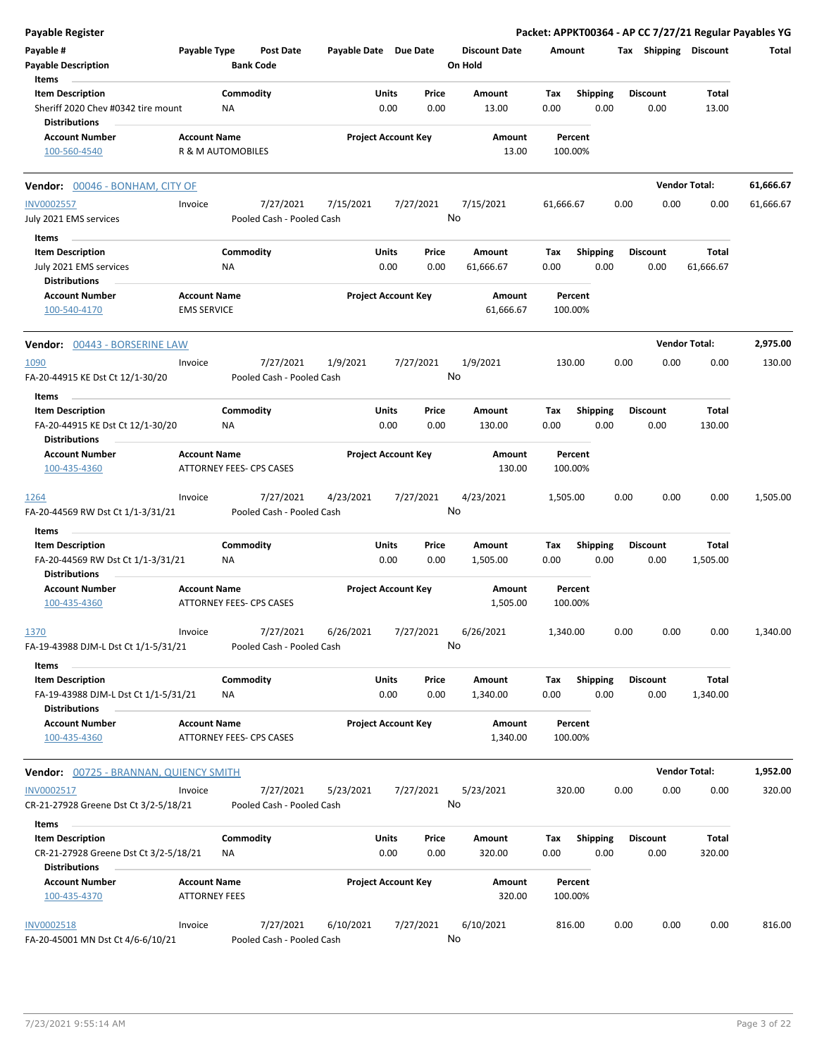**Payable Register** — **Packet: APPKT00364 - AP CC 7/27/21 Regular Payables YG**

| Payable # | Payable Type | Post Date | Payable Date | Due Date | Discount Date | Amount | Tax | Shipping | Discount | Total |
|---|---|---|---|---|---|---|---|---|---|---|
| Payable Description | | Bank Code | | | On Hold | | | | | |

**Items**

| Item Description | Commodity | Units | Price | Amount | Tax | Shipping | Discount | Total |
|---|---|---|---|---|---|---|---|---|
| Sheriff 2020 Chev #0342 tire mount | NA | 0.00 | 0.00 | 13.00 | 0.00 | 0.00 | 0.00 | 13.00 |

**Distributions**

| Account Number | Account Name | Project Account Key | Amount | Percent |
|---|---|---|---|---|
| 100-560-4540 | R & M AUTOMOBILES | | 13.00 | 100.00% |

---

## Vendor: 00046 - BONHAM, CITY OF — Vendor Total: 61,666.67

| Payable # | Payable Type | Post Date | Payable Date | Due Date | Discount Date | Amount | Tax | Shipping | Discount | Total |
|---|---|---|---|---|---|---|---|---|---|---|
| INV0002557 | Invoice | 7/27/2021 | 7/15/2021 | 7/27/2021 | 7/15/2021 | 61,666.67 | 0.00 | 0.00 | 0.00 | 61,666.67 |
| July 2021 EMS services | | Pooled Cash - Pooled Cash | | | No | | | | | |

**Items**

| Item Description | Commodity | Units | Price | Amount | Tax | Shipping | Discount | Total |
|---|---|---|---|---|---|---|---|---|
| July 2021 EMS services | NA | 0.00 | 0.00 | 61,666.67 | 0.00 | 0.00 | 0.00 | 61,666.67 |

**Distributions**

| Account Number | Account Name | Project Account Key | Amount | Percent |
|---|---|---|---|---|
| 100-540-4170 | EMS SERVICE | | 61,666.67 | 100.00% |

---

## Vendor: 00443 - BORSERINE LAW — Vendor Total: 2,975.00

| Payable # | Payable Type | Post Date | Payable Date | Due Date | Discount Date | Amount | Tax | Shipping | Discount | Total |
|---|---|---|---|---|---|---|---|---|---|---|
| 1090 | Invoice | 7/27/2021 | 1/9/2021 | 7/27/2021 | 1/9/2021 | 130.00 | 0.00 | 0.00 | 0.00 | 130.00 |
| FA-20-44915 KE Dst Ct 12/1-30/20 | | Pooled Cash - Pooled Cash | | | No | | | | | |

**Items**

| Item Description | Commodity | Units | Price | Amount | Tax | Shipping | Discount | Total |
|---|---|---|---|---|---|---|---|---|
| FA-20-44915 KE Dst Ct 12/1-30/20 | NA | 0.00 | 0.00 | 130.00 | 0.00 | 0.00 | 0.00 | 130.00 |

**Distributions**

| Account Number | Account Name | Project Account Key | Amount | Percent |
|---|---|---|---|---|
| 100-435-4360 | ATTORNEY FEES- CPS CASES | | 130.00 | 100.00% |

| Payable # | Payable Type | Post Date | Payable Date | Due Date | Discount Date | Amount | Tax | Shipping | Discount | Total |
|---|---|---|---|---|---|---|---|---|---|---|
| 1264 | Invoice | 7/27/2021 | 4/23/2021 | 7/27/2021 | 4/23/2021 | 1,505.00 | 0.00 | 0.00 | 0.00 | 1,505.00 |
| FA-20-44569 RW Dst Ct 1/1-3/31/21 | | Pooled Cash - Pooled Cash | | | No | | | | | |

**Items**

| Item Description | Commodity | Units | Price | Amount | Tax | Shipping | Discount | Total |
|---|---|---|---|---|---|---|---|---|
| FA-20-44569 RW Dst Ct 1/1-3/31/21 | NA | 0.00 | 0.00 | 1,505.00 | 0.00 | 0.00 | 0.00 | 1,505.00 |

**Distributions**

| Account Number | Account Name | Project Account Key | Amount | Percent |
|---|---|---|---|---|
| 100-435-4360 | ATTORNEY FEES- CPS CASES | | 1,505.00 | 100.00% |

| Payable # | Payable Type | Post Date | Payable Date | Due Date | Discount Date | Amount | Tax | Shipping | Discount | Total |
|---|---|---|---|---|---|---|---|---|---|---|
| 1370 | Invoice | 7/27/2021 | 6/26/2021 | 7/27/2021 | 6/26/2021 | 1,340.00 | 0.00 | 0.00 | 0.00 | 1,340.00 |
| FA-19-43988 DJM-L Dst Ct 1/1-5/31/21 | | Pooled Cash - Pooled Cash | | | No | | | | | |

**Items**

| Item Description | Commodity | Units | Price | Amount | Tax | Shipping | Discount | Total |
|---|---|---|---|---|---|---|---|---|
| FA-19-43988 DJM-L Dst Ct 1/1-5/31/21 | NA | 0.00 | 0.00 | 1,340.00 | 0.00 | 0.00 | 0.00 | 1,340.00 |

**Distributions**

| Account Number | Account Name | Project Account Key | Amount | Percent |
|---|---|---|---|---|
| 100-435-4360 | ATTORNEY FEES- CPS CASES | | 1,340.00 | 100.00% |

---

## Vendor: 00725 - BRANNAN, QUIENCY SMITH — Vendor Total: 1,952.00

| Payable # | Payable Type | Post Date | Payable Date | Due Date | Discount Date | Amount | Tax | Shipping | Discount | Total |
|---|---|---|---|---|---|---|---|---|---|---|
| INV0002517 | Invoice | 7/27/2021 | 5/23/2021 | 7/27/2021 | 5/23/2021 | 320.00 | 0.00 | 0.00 | 0.00 | 320.00 |
| CR-21-27928 Greene Dst Ct 3/2-5/18/21 | | Pooled Cash - Pooled Cash | | | No | | | | | |

**Items**

| Item Description | Commodity | Units | Price | Amount | Tax | Shipping | Discount | Total |
|---|---|---|---|---|---|---|---|---|
| CR-21-27928 Greene Dst Ct 3/2-5/18/21 | NA | 0.00 | 0.00 | 320.00 | 0.00 | 0.00 | 0.00 | 320.00 |

**Distributions**

| Account Number | Account Name | Project Account Key | Amount | Percent |
|---|---|---|---|---|
| 100-435-4370 | ATTORNEY FEES | | 320.00 | 100.00% |

| Payable # | Payable Type | Post Date | Payable Date | Due Date | Discount Date | Amount | Tax | Shipping | Discount | Total |
|---|---|---|---|---|---|---|---|---|---|---|
| INV0002518 | Invoice | 7/27/2021 | 6/10/2021 | 7/27/2021 | 6/10/2021 | 816.00 | 0.00 | 0.00 | 0.00 | 816.00 |
| FA-20-45001 MN Dst Ct 4/6-6/10/21 | | Pooled Cash - Pooled Cash | | | No | | | | | |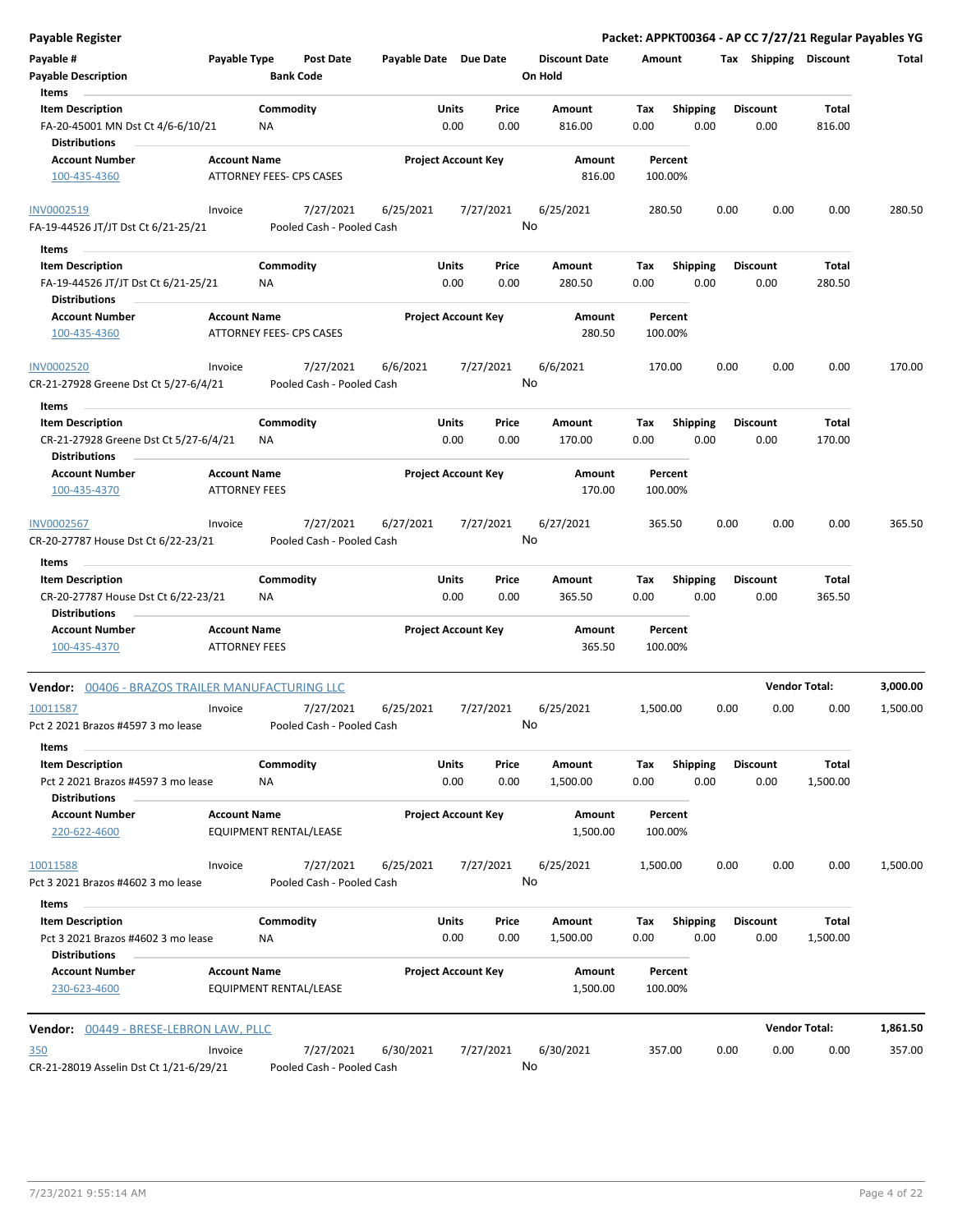**Payable Register** — **Packet: APPKT00364 - AP CC 7/27/21 Regular Payables YG**

| Payable # | Payable Type | Post Date | Payable Date | Due Date | Discount Date | Amount | Tax | Shipping | Discount | Total |
|---|---|---|---|---|---|---|---|---|---|---|
| Payable Description | | Bank Code | | | On Hold | | | | | |

**Items**

| Item Description | Commodity | Units | Price | Amount | Tax | Shipping | Discount | Total |
|---|---|---|---|---|---|---|---|---|
| FA-20-45001 MN Dst Ct 4/6-6/10/21 | NA | 0.00 | 0.00 | 816.00 | 0.00 | 0.00 | 0.00 | 816.00 |

**Distributions**

| Account Number | Account Name | Project Account Key | Amount | Percent |
|---|---|---|---|---|
| 100-435-4360 | ATTORNEY FEES- CPS CASES | | 816.00 | 100.00% |

| Payable # | Payable Type | Post Date | Payable Date | Due Date | Discount Date | Amount | Tax | Shipping | Discount | Total |
|---|---|---|---|---|---|---|---|---|---|---|
| INV0002519 | Invoice | 7/27/2021 | 6/25/2021 | 7/27/2021 | 6/25/2021 | 280.50 | 0.00 | 0.00 | 0.00 | 280.50 |
| FA-19-44526 JT/JT Dst Ct 6/21-25/21 | | Pooled Cash - Pooled Cash | | | No | | | | | |

**Items**

| Item Description | Commodity | Units | Price | Amount | Tax | Shipping | Discount | Total |
|---|---|---|---|---|---|---|---|---|
| FA-19-44526 JT/JT Dst Ct 6/21-25/21 | NA | 0.00 | 0.00 | 280.50 | 0.00 | 0.00 | 0.00 | 280.50 |

**Distributions**

| Account Number | Account Name | Project Account Key | Amount | Percent |
|---|---|---|---|---|
| 100-435-4360 | ATTORNEY FEES- CPS CASES | | 280.50 | 100.00% |

| Payable # | Payable Type | Post Date | Payable Date | Due Date | Discount Date | Amount | Tax | Shipping | Discount | Total |
|---|---|---|---|---|---|---|---|---|---|---|
| INV0002520 | Invoice | 7/27/2021 | 6/6/2021 | 7/27/2021 | 6/6/2021 | 170.00 | 0.00 | 0.00 | 0.00 | 170.00 |
| CR-21-27928 Greene Dst Ct 5/27-6/4/21 | | Pooled Cash - Pooled Cash | | | No | | | | | |

**Items**

| Item Description | Commodity | Units | Price | Amount | Tax | Shipping | Discount | Total |
|---|---|---|---|---|---|---|---|---|
| CR-21-27928 Greene Dst Ct 5/27-6/4/21 | NA | 0.00 | 0.00 | 170.00 | 0.00 | 0.00 | 0.00 | 170.00 |

**Distributions**

| Account Number | Account Name | Project Account Key | Amount | Percent |
|---|---|---|---|---|
| 100-435-4370 | ATTORNEY FEES | | 170.00 | 100.00% |

| Payable # | Payable Type | Post Date | Payable Date | Due Date | Discount Date | Amount | Tax | Shipping | Discount | Total |
|---|---|---|---|---|---|---|---|---|---|---|
| INV0002567 | Invoice | 7/27/2021 | 6/27/2021 | 7/27/2021 | 6/27/2021 | 365.50 | 0.00 | 0.00 | 0.00 | 365.50 |
| CR-20-27787 House Dst Ct 6/22-23/21 | | Pooled Cash - Pooled Cash | | | No | | | | | |

**Items**

| Item Description | Commodity | Units | Price | Amount | Tax | Shipping | Discount | Total |
|---|---|---|---|---|---|---|---|---|
| CR-20-27787 House Dst Ct 6/22-23/21 | NA | 0.00 | 0.00 | 365.50 | 0.00 | 0.00 | 0.00 | 365.50 |

**Distributions**

| Account Number | Account Name | Project Account Key | Amount | Percent |
|---|---|---|---|---|
| 100-435-4370 | ATTORNEY FEES | | 365.50 | 100.00% |

**Vendor:** 00406 - BRAZOS TRAILER MANUFACTURING LLC — **Vendor Total: 3,000.00**

| Payable # | Payable Type | Post Date | Payable Date | Due Date | Discount Date | Amount | Tax | Shipping | Discount | Total |
|---|---|---|---|---|---|---|---|---|---|---|
| 10011587 | Invoice | 7/27/2021 | 6/25/2021 | 7/27/2021 | 6/25/2021 | 1,500.00 | 0.00 | 0.00 | 0.00 | 1,500.00 |
| Pct 2 2021 Brazos #4597 3 mo lease | | Pooled Cash - Pooled Cash | | | No | | | | | |

**Items**

| Item Description | Commodity | Units | Price | Amount | Tax | Shipping | Discount | Total |
|---|---|---|---|---|---|---|---|---|
| Pct 2 2021 Brazos #4597 3 mo lease | NA | 0.00 | 0.00 | 1,500.00 | 0.00 | 0.00 | 0.00 | 1,500.00 |

**Distributions**

| Account Number | Account Name | Project Account Key | Amount | Percent |
|---|---|---|---|---|
| 220-622-4600 | EQUIPMENT RENTAL/LEASE | | 1,500.00 | 100.00% |

| Payable # | Payable Type | Post Date | Payable Date | Due Date | Discount Date | Amount | Tax | Shipping | Discount | Total |
|---|---|---|---|---|---|---|---|---|---|---|
| 10011588 | Invoice | 7/27/2021 | 6/25/2021 | 7/27/2021 | 6/25/2021 | 1,500.00 | 0.00 | 0.00 | 0.00 | 1,500.00 |
| Pct 3 2021 Brazos #4602 3 mo lease | | Pooled Cash - Pooled Cash | | | No | | | | | |

**Items**

| Item Description | Commodity | Units | Price | Amount | Tax | Shipping | Discount | Total |
|---|---|---|---|---|---|---|---|---|
| Pct 3 2021 Brazos #4602 3 mo lease | NA | 0.00 | 0.00 | 1,500.00 | 0.00 | 0.00 | 0.00 | 1,500.00 |

**Distributions**

| Account Number | Account Name | Project Account Key | Amount | Percent |
|---|---|---|---|---|
| 230-623-4600 | EQUIPMENT RENTAL/LEASE | | 1,500.00 | 100.00% |

**Vendor:** 00449 - BRESE-LEBRON LAW, PLLC — **Vendor Total: 1,861.50**

| Payable # | Payable Type | Post Date | Payable Date | Due Date | Discount Date | Amount | Tax | Shipping | Discount | Total |
|---|---|---|---|---|---|---|---|---|---|---|
| 350 | Invoice | 7/27/2021 | 6/30/2021 | 7/27/2021 | 6/30/2021 | 357.00 | 0.00 | 0.00 | 0.00 | 357.00 |
| CR-21-28019 Asselin Dst Ct 1/21-6/29/21 | | Pooled Cash - Pooled Cash | | | No | | | | | |

7/23/2021 9:55:14 AM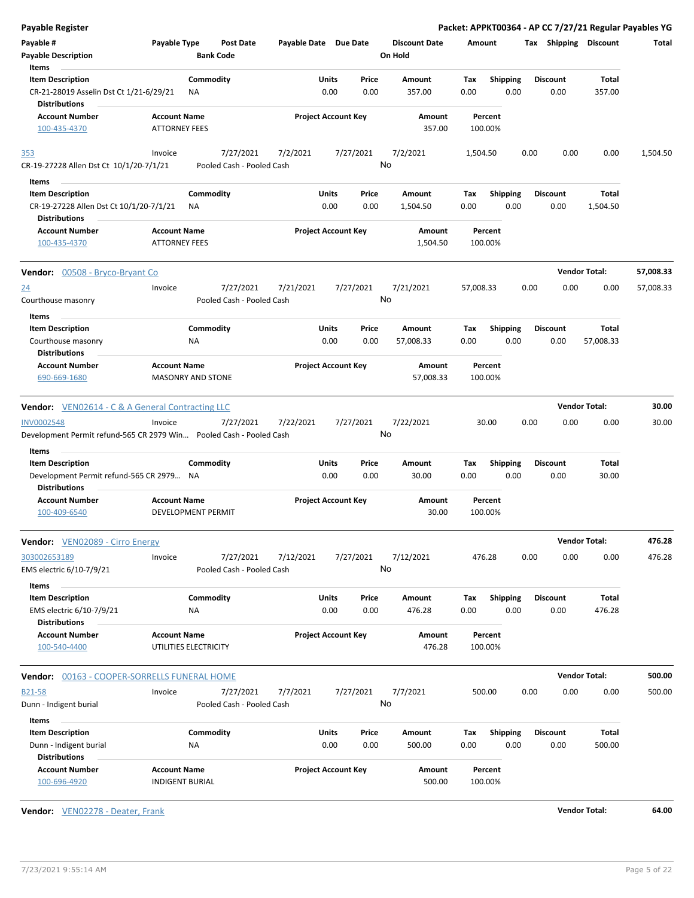**Payable Register** — Packet: APPKT00364 - AP CC 7/27/21 Regular Payables YG

| Payable # | Payable Type | Post Date | Payable Date | Due Date | Discount Date | Amount | Tax | Shipping | Discount | Total |
|---|---|---|---|---|---|---|---|---|---|---|
| Payable Description | | Bank Code | | | On Hold | | | | | |

**Items**

| Item Description | Commodity | Units | Price | Amount | Tax | Shipping | Discount | Total |
|---|---|---|---|---|---|---|---|---|
| CR-21-28019 Asselin Dst Ct 1/21-6/29/21 | NA | 0.00 | 0.00 | 357.00 | 0.00 | 0.00 | 0.00 | 357.00 |

**Distributions**

| Account Number | Account Name | Project Account Key | Amount | Percent |
|---|---|---|---|---|
| 100-435-4370 | ATTORNEY FEES | | 357.00 | 100.00% |

| Payable # | Payable Type | Post Date | Payable Date | Due Date | Discount Date | Amount | Tax | Shipping | Discount | Total |
|---|---|---|---|---|---|---|---|---|---|---|
| 353 | Invoice | 7/27/2021 | 7/2/2021 | 7/27/2021 | 7/2/2021 | 1,504.50 | 0.00 | 0.00 | 0.00 | 1,504.50 |
| CR-19-27228 Allen Dst Ct 10/1/20-7/1/21 | | Pooled Cash - Pooled Cash | | | No | | | | | |

**Items**

| Item Description | Commodity | Units | Price | Amount | Tax | Shipping | Discount | Total |
|---|---|---|---|---|---|---|---|---|
| CR-19-27228 Allen Dst Ct 10/1/20-7/1/21 | NA | 0.00 | 0.00 | 1,504.50 | 0.00 | 0.00 | 0.00 | 1,504.50 |

**Distributions**

| Account Number | Account Name | Project Account Key | Amount | Percent |
|---|---|---|---|---|
| 100-435-4370 | ATTORNEY FEES | | 1,504.50 | 100.00% |

**Vendor:** 00508 - Bryco-Bryant Co — **Vendor Total:** 57,008.33

| Payable # | Payable Type | Post Date | Payable Date | Due Date | Discount Date | Amount | Tax | Shipping | Discount | Total |
|---|---|---|---|---|---|---|---|---|---|---|
| 24 | Invoice | 7/27/2021 | 7/21/2021 | 7/27/2021 | 7/21/2021 | 57,008.33 | 0.00 | 0.00 | 0.00 | 57,008.33 |
| Courthouse masonry | | Pooled Cash - Pooled Cash | | | No | | | | | |

**Items**

| Item Description | Commodity | Units | Price | Amount | Tax | Shipping | Discount | Total |
|---|---|---|---|---|---|---|---|---|
| Courthouse masonry | NA | 0.00 | 0.00 | 57,008.33 | 0.00 | 0.00 | 0.00 | 57,008.33 |

**Distributions**

| Account Number | Account Name | Project Account Key | Amount | Percent |
|---|---|---|---|---|
| 690-669-1680 | MASONRY AND STONE | | 57,008.33 | 100.00% |

**Vendor:** VEN02614 - C & A General Contracting LLC — **Vendor Total:** 30.00

| Payable # | Payable Type | Post Date | Payable Date | Due Date | Discount Date | Amount | Tax | Shipping | Discount | Total |
|---|---|---|---|---|---|---|---|---|---|---|
| INV0002548 | Invoice | 7/27/2021 | 7/22/2021 | 7/27/2021 | 7/22/2021 | 30.00 | 0.00 | 0.00 | 0.00 | 30.00 |
| Development Permit refund-565 CR 2979 Win... | | Pooled Cash - Pooled Cash | | | No | | | | | |

**Items**

| Item Description | Commodity | Units | Price | Amount | Tax | Shipping | Discount | Total |
|---|---|---|---|---|---|---|---|---|
| Development Permit refund-565 CR 2979... | NA | 0.00 | 0.00 | 30.00 | 0.00 | 0.00 | 0.00 | 30.00 |

**Distributions**

| Account Number | Account Name | Project Account Key | Amount | Percent |
|---|---|---|---|---|
| 100-409-6540 | DEVELOPMENT PERMIT | | 30.00 | 100.00% |

**Vendor:** VEN02089 - Cirro Energy — **Vendor Total:** 476.28

| Payable # | Payable Type | Post Date | Payable Date | Due Date | Discount Date | Amount | Tax | Shipping | Discount | Total |
|---|---|---|---|---|---|---|---|---|---|---|
| 303002653189 | Invoice | 7/27/2021 | 7/12/2021 | 7/27/2021 | 7/12/2021 | 476.28 | 0.00 | 0.00 | 0.00 | 476.28 |
| EMS electric 6/10-7/9/21 | | Pooled Cash - Pooled Cash | | | No | | | | | |

**Items**

| Item Description | Commodity | Units | Price | Amount | Tax | Shipping | Discount | Total |
|---|---|---|---|---|---|---|---|---|
| EMS electric 6/10-7/9/21 | NA | 0.00 | 0.00 | 476.28 | 0.00 | 0.00 | 0.00 | 476.28 |

**Distributions**

| Account Number | Account Name | Project Account Key | Amount | Percent |
|---|---|---|---|---|
| 100-540-4400 | UTILITIES ELECTRICITY | | 476.28 | 100.00% |

**Vendor:** 00163 - COOPER-SORRELLS FUNERAL HOME — **Vendor Total:** 500.00

| Payable # | Payable Type | Post Date | Payable Date | Due Date | Discount Date | Amount | Tax | Shipping | Discount | Total |
|---|---|---|---|---|---|---|---|---|---|---|
| B21-58 | Invoice | 7/27/2021 | 7/7/2021 | 7/27/2021 | 7/7/2021 | 500.00 | 0.00 | 0.00 | 0.00 | 500.00 |
| Dunn - Indigent burial | | Pooled Cash - Pooled Cash | | | No | | | | | |

**Items**

| Item Description | Commodity | Units | Price | Amount | Tax | Shipping | Discount | Total |
|---|---|---|---|---|---|---|---|---|
| Dunn - Indigent burial | NA | 0.00 | 0.00 | 500.00 | 0.00 | 0.00 | 0.00 | 500.00 |

**Distributions**

| Account Number | Account Name | Project Account Key | Amount | Percent |
|---|---|---|---|---|
| 100-696-4920 | INDIGENT BURIAL | | 500.00 | 100.00% |

**Vendor:** VEN02278 - Deater, Frank — **Vendor Total:** 64.00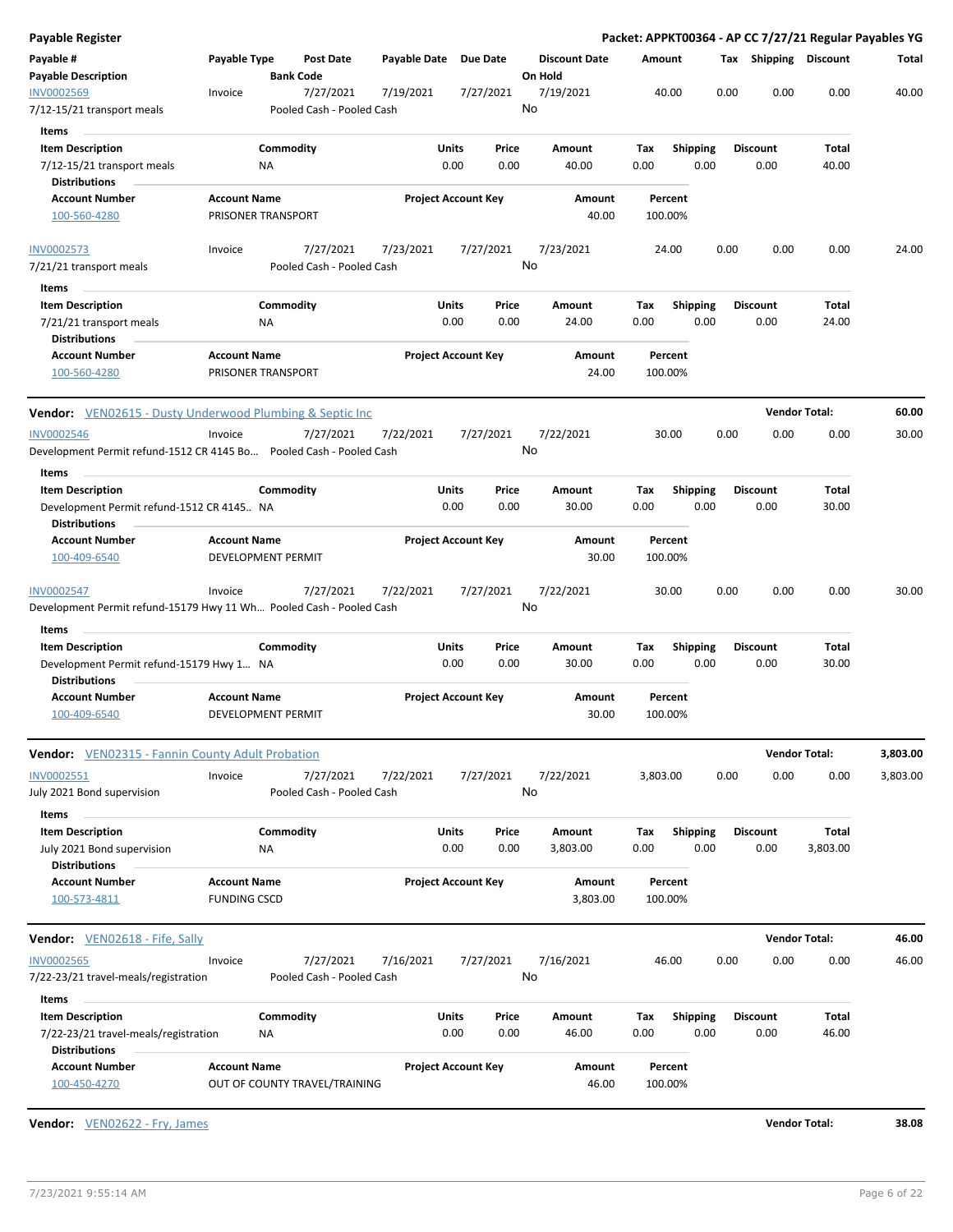**Payable Register** — **Packet: APPKT00364 - AP CC 7/27/21 Regular Payables YG**

| Payable # | Payable Type | Post Date | Payable Date | Due Date | Discount Date | Amount | Tax | Shipping | Discount | Total |
|---|---|---|---|---|---|---|---|---|---|---|
| **Payable Description** | | **Bank Code** | | | **On Hold** | | | | | |
| INV0002569 | Invoice | 7/27/2021 | 7/19/2021 | 7/27/2021 | 7/19/2021 | 40.00 | 0.00 | 0.00 | 0.00 | 40.00 |
| 7/12-15/21 transport meals | | Pooled Cash - Pooled Cash | | | No | | | | | |

**Items**

| Item Description | Commodity | Units | Price | Amount | Tax | Shipping | Discount | Total |
|---|---|---|---|---|---|---|---|---|
| 7/12-15/21 transport meals | NA | 0.00 | 0.00 | 40.00 | 0.00 | 0.00 | 0.00 | 40.00 |

**Distributions**

| Account Number | Account Name | Project Account Key | Amount | Percent |
|---|---|---|---|---|
| 100-560-4280 | PRISONER TRANSPORT | | 40.00 | 100.00% |

| Payable # | Payable Type | Post Date | Payable Date | Due Date | Discount Date | Amount | Tax | Shipping | Discount | Total |
|---|---|---|---|---|---|---|---|---|---|---|
| INV0002573 | Invoice | 7/27/2021 | 7/23/2021 | 7/27/2021 | 7/23/2021 | 24.00 | 0.00 | 0.00 | 0.00 | 24.00 |
| 7/21/21 transport meals | | Pooled Cash - Pooled Cash | | | No | | | | | |

**Items**

| Item Description | Commodity | Units | Price | Amount | Tax | Shipping | Discount | Total |
|---|---|---|---|---|---|---|---|---|
| 7/21/21 transport meals | NA | 0.00 | 0.00 | 24.00 | 0.00 | 0.00 | 0.00 | 24.00 |

**Distributions**

| Account Number | Account Name | Project Account Key | Amount | Percent |
|---|---|---|---|---|
| 100-560-4280 | PRISONER TRANSPORT | | 24.00 | 100.00% |

**Vendor:** VEN02615 - Dusty Underwood Plumbing & Septic Inc — **Vendor Total: 60.00**

| Payable # | Payable Type | Post Date | Payable Date | Due Date | Discount Date | Amount | Tax | Shipping | Discount | Total |
|---|---|---|---|---|---|---|---|---|---|---|
| INV0002546 | Invoice | 7/27/2021 | 7/22/2021 | 7/27/2021 | 7/22/2021 | 30.00 | 0.00 | 0.00 | 0.00 | 30.00 |
| Development Permit refund-1512 CR 4145 Bo... | | Pooled Cash - Pooled Cash | | | No | | | | | |

**Items**

| Item Description | Commodity | Units | Price | Amount | Tax | Shipping | Discount | Total |
|---|---|---|---|---|---|---|---|---|
| Development Permit refund-1512 CR 4145.. | NA | 0.00 | 0.00 | 30.00 | 0.00 | 0.00 | 0.00 | 30.00 |

**Distributions**

| Account Number | Account Name | Project Account Key | Amount | Percent |
|---|---|---|---|---|
| 100-409-6540 | DEVELOPMENT PERMIT | | 30.00 | 100.00% |

| Payable # | Payable Type | Post Date | Payable Date | Due Date | Discount Date | Amount | Tax | Shipping | Discount | Total |
|---|---|---|---|---|---|---|---|---|---|---|
| INV0002547 | Invoice | 7/27/2021 | 7/22/2021 | 7/27/2021 | 7/22/2021 | 30.00 | 0.00 | 0.00 | 0.00 | 30.00 |
| Development Permit refund-15179 Hwy 11 Wh... | | Pooled Cash - Pooled Cash | | | No | | | | | |

**Items**

| Item Description | Commodity | Units | Price | Amount | Tax | Shipping | Discount | Total |
|---|---|---|---|---|---|---|---|---|
| Development Permit refund-15179 Hwy 1... | NA | 0.00 | 0.00 | 30.00 | 0.00 | 0.00 | 0.00 | 30.00 |

**Distributions**

| Account Number | Account Name | Project Account Key | Amount | Percent |
|---|---|---|---|---|
| 100-409-6540 | DEVELOPMENT PERMIT | | 30.00 | 100.00% |

**Vendor:** VEN02315 - Fannin County Adult Probation — **Vendor Total: 3,803.00**

| Payable # | Payable Type | Post Date | Payable Date | Due Date | Discount Date | Amount | Tax | Shipping | Discount | Total |
|---|---|---|---|---|---|---|---|---|---|---|
| INV0002551 | Invoice | 7/27/2021 | 7/22/2021 | 7/27/2021 | 7/22/2021 | 3,803.00 | 0.00 | 0.00 | 0.00 | 3,803.00 |
| July 2021 Bond supervision | | Pooled Cash - Pooled Cash | | | No | | | | | |

**Items**

| Item Description | Commodity | Units | Price | Amount | Tax | Shipping | Discount | Total |
|---|---|---|---|---|---|---|---|---|
| July 2021 Bond supervision | NA | 0.00 | 0.00 | 3,803.00 | 0.00 | 0.00 | 0.00 | 3,803.00 |

**Distributions**

| Account Number | Account Name | Project Account Key | Amount | Percent |
|---|---|---|---|---|
| 100-573-4811 | FUNDING CSCD | | 3,803.00 | 100.00% |

**Vendor:** VEN02618 - Fife, Sally — **Vendor Total: 46.00**

| Payable # | Payable Type | Post Date | Payable Date | Due Date | Discount Date | Amount | Tax | Shipping | Discount | Total |
|---|---|---|---|---|---|---|---|---|---|---|
| INV0002565 | Invoice | 7/27/2021 | 7/16/2021 | 7/27/2021 | 7/16/2021 | 46.00 | 0.00 | 0.00 | 0.00 | 46.00 |
| 7/22-23/21 travel-meals/registration | | Pooled Cash - Pooled Cash | | | No | | | | | |

**Items**

| Item Description | Commodity | Units | Price | Amount | Tax | Shipping | Discount | Total |
|---|---|---|---|---|---|---|---|---|
| 7/22-23/21 travel-meals/registration | NA | 0.00 | 0.00 | 46.00 | 0.00 | 0.00 | 0.00 | 46.00 |

**Distributions**

| Account Number | Account Name | Project Account Key | Amount | Percent |
|---|---|---|---|---|
| 100-450-4270 | OUT OF COUNTY TRAVEL/TRAINING | | 46.00 | 100.00% |

**Vendor:** VEN02622 - Fry, James — **Vendor Total: 38.08**

7/23/2021 9:55:14 AM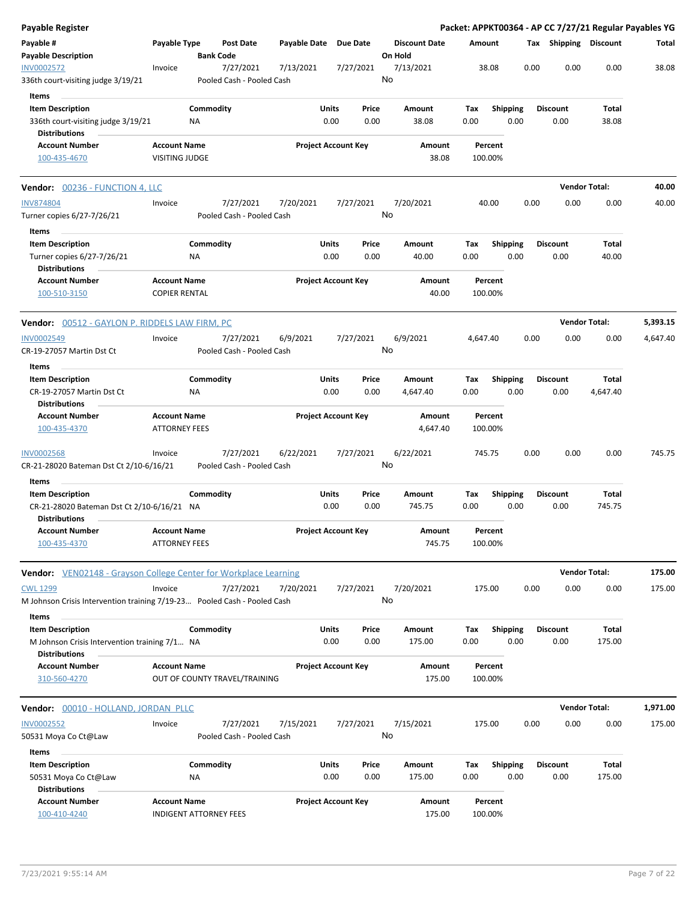| Payable # | Payable Type | Post Date | Payable Date | Due Date | Discount Date | Amount | Tax | Shipping | Discount | Total |
|---|---|---|---|---|---|---|---|---|---|---|
| Payable Description | | Bank Code | | | On Hold | | | | | |
| INV0002572 | Invoice | 7/27/2021 | 7/13/2021 | 7/27/2021 | 7/13/2021 | 38.08 | 0.00 | 0.00 | 0.00 | 38.08 |
| 336th court-visiting judge 3/19/21 | | Pooled Cash - Pooled Cash | | | No | | | | | |

**Items**

| Item Description | Commodity | Units | Price | Amount | Tax | Shipping | Discount | Total |
|---|---|---|---|---|---|---|---|---|
| 336th court-visiting judge 3/19/21 | NA | 0.00 | 0.00 | 38.08 | 0.00 | 0.00 | 0.00 | 38.08 |

**Distributions**

| Account Number | Account Name | Project Account Key | Amount | Percent |
|---|---|---|---|---|
| 100-435-4670 | VISITING JUDGE | | 38.08 | 100.00% |

**Vendor: 00236 - FUNCTION 4, LLC** — Vendor Total: 40.00

| Payable # | Payable Type | Post Date | Payable Date | Due Date | Discount Date | Amount | Tax | Shipping | Discount | Total |
|---|---|---|---|---|---|---|---|---|---|---|
| INV874804 | Invoice | 7/27/2021 | 7/20/2021 | 7/27/2021 | 7/20/2021 | 40.00 | 0.00 | 0.00 | 0.00 | 40.00 |
| Turner copies 6/27-7/26/21 | | Pooled Cash - Pooled Cash | | | No | | | | | |

**Items**

| Item Description | Commodity | Units | Price | Amount | Tax | Shipping | Discount | Total |
|---|---|---|---|---|---|---|---|---|
| Turner copies 6/27-7/26/21 | NA | 0.00 | 0.00 | 40.00 | 0.00 | 0.00 | 0.00 | 40.00 |

**Distributions**

| Account Number | Account Name | Project Account Key | Amount | Percent |
|---|---|---|---|---|
| 100-510-3150 | COPIER RENTAL | | 40.00 | 100.00% |

**Vendor: 00512 - GAYLON P. RIDDELS LAW FIRM, PC** — Vendor Total: 5,393.15

| Payable # | Payable Type | Post Date | Payable Date | Due Date | Discount Date | Amount | Tax | Shipping | Discount | Total |
|---|---|---|---|---|---|---|---|---|---|---|
| INV0002549 | Invoice | 7/27/2021 | 6/9/2021 | 7/27/2021 | 6/9/2021 | 4,647.40 | 0.00 | 0.00 | 0.00 | 4,647.40 |
| CR-19-27057 Martin Dst Ct | | Pooled Cash - Pooled Cash | | | No | | | | | |

**Items**

| Item Description | Commodity | Units | Price | Amount | Tax | Shipping | Discount | Total |
|---|---|---|---|---|---|---|---|---|
| CR-19-27057 Martin Dst Ct | NA | 0.00 | 0.00 | 4,647.40 | 0.00 | 0.00 | 0.00 | 4,647.40 |

**Distributions**

| Account Number | Account Name | Project Account Key | Amount | Percent |
|---|---|---|---|---|
| 100-435-4370 | ATTORNEY FEES | | 4,647.40 | 100.00% |

| Payable # | Payable Type | Post Date | Payable Date | Due Date | Discount Date | Amount | Tax | Shipping | Discount | Total |
|---|---|---|---|---|---|---|---|---|---|---|
| INV0002568 | Invoice | 7/27/2021 | 6/22/2021 | 7/27/2021 | 6/22/2021 | 745.75 | 0.00 | 0.00 | 0.00 | 745.75 |
| CR-21-28020 Bateman Dst Ct 2/10-6/16/21 | | Pooled Cash - Pooled Cash | | | No | | | | | |

**Items**

| Item Description | Commodity | Units | Price | Amount | Tax | Shipping | Discount | Total |
|---|---|---|---|---|---|---|---|---|
| CR-21-28020 Bateman Dst Ct 2/10-6/16/21 | NA | 0.00 | 0.00 | 745.75 | 0.00 | 0.00 | 0.00 | 745.75 |

**Distributions**

| Account Number | Account Name | Project Account Key | Amount | Percent |
|---|---|---|---|---|
| 100-435-4370 | ATTORNEY FEES | | 745.75 | 100.00% |

**Vendor: VEN02148 - Grayson College Center for Workplace Learning** — Vendor Total: 175.00

| Payable # | Payable Type | Post Date | Payable Date | Due Date | Discount Date | Amount | Tax | Shipping | Discount | Total |
|---|---|---|---|---|---|---|---|---|---|---|
| CWL 1299 | Invoice | 7/27/2021 | 7/20/2021 | 7/27/2021 | 7/20/2021 | 175.00 | 0.00 | 0.00 | 0.00 | 175.00 |
| M Johnson Crisis Intervention training 7/19-23... | | Pooled Cash - Pooled Cash | | | No | | | | | |

**Items**

| Item Description | Commodity | Units | Price | Amount | Tax | Shipping | Discount | Total |
|---|---|---|---|---|---|---|---|---|
| M Johnson Crisis Intervention training 7/1... | NA | 0.00 | 0.00 | 175.00 | 0.00 | 0.00 | 0.00 | 175.00 |

**Distributions**

| Account Number | Account Name | Project Account Key | Amount | Percent |
|---|---|---|---|---|
| 310-560-4270 | OUT OF COUNTY TRAVEL/TRAINING | | 175.00 | 100.00% |

**Vendor: 00010 - HOLLAND, JORDAN PLLC** — Vendor Total: 1,971.00

| Payable # | Payable Type | Post Date | Payable Date | Due Date | Discount Date | Amount | Tax | Shipping | Discount | Total |
|---|---|---|---|---|---|---|---|---|---|---|
| INV0002552 | Invoice | 7/27/2021 | 7/15/2021 | 7/27/2021 | 7/15/2021 | 175.00 | 0.00 | 0.00 | 0.00 | 175.00 |
| 50531 Moya Co Ct@Law | | Pooled Cash - Pooled Cash | | | No | | | | | |

**Items**

| Item Description | Commodity | Units | Price | Amount | Tax | Shipping | Discount | Total |
|---|---|---|---|---|---|---|---|---|
| 50531 Moya Co Ct@Law | NA | 0.00 | 0.00 | 175.00 | 0.00 | 0.00 | 0.00 | 175.00 |

**Distributions**

| Account Number | Account Name | Project Account Key | Amount | Percent |
|---|---|---|---|---|
| 100-410-4240 | INDIGENT ATTORNEY FEES | | 175.00 | 100.00% |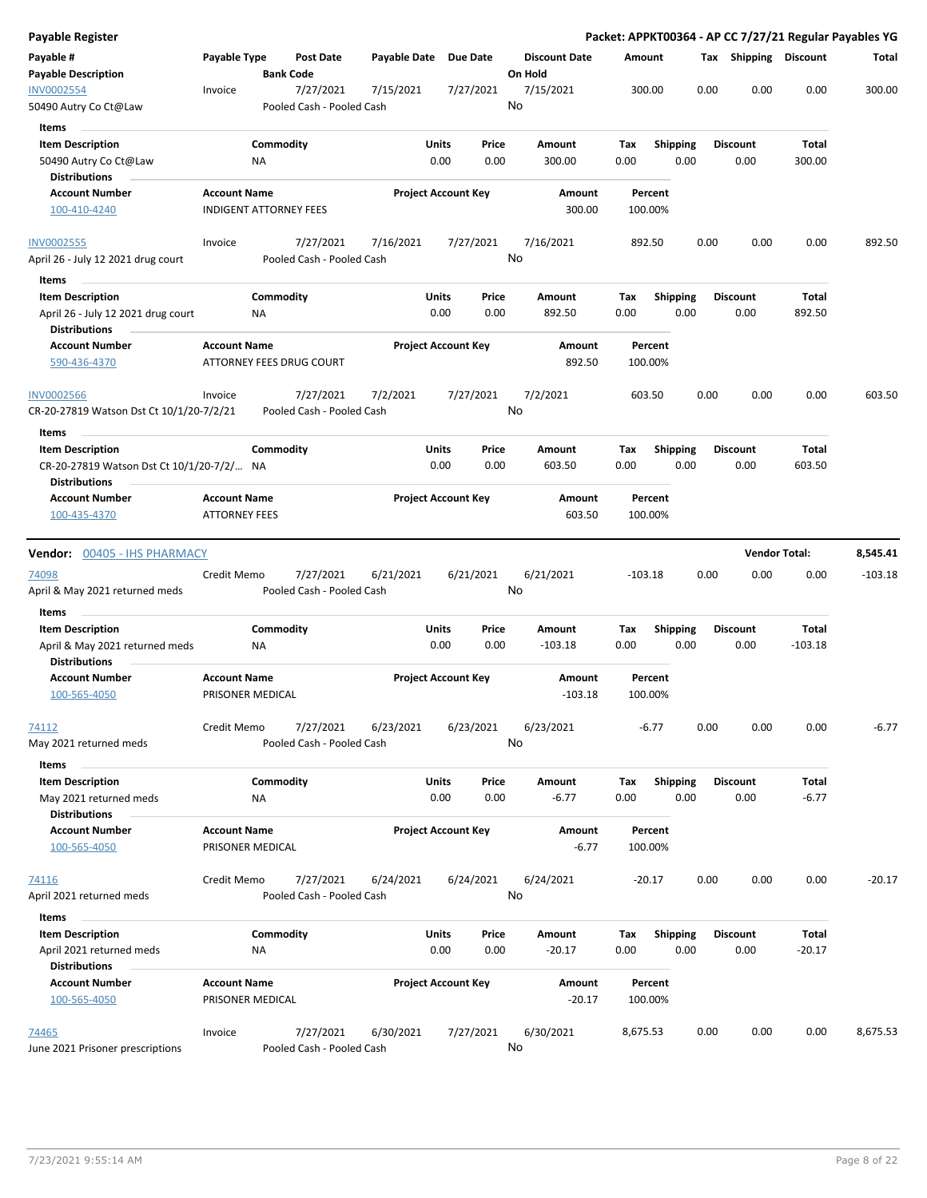**Payable Register** — **Packet: APPKT00364 - AP CC 7/27/21 Regular Payables YG**

| Payable # / Payable Description | Payable Type | Post Date / Bank Code | Payable Date | Due Date | Discount Date / On Hold | Amount | Tax | Shipping | Discount | Total |
|---|---|---|---|---|---|---|---|---|---|---|
| INV0002554 | Invoice | 7/27/2021 | 7/15/2021 | 7/27/2021 | 7/15/2021 | 300.00 | 0.00 | 0.00 | 0.00 | 300.00 |
| 50490 Autry Co Ct@Law | | Pooled Cash - Pooled Cash | | | No | | | | | |

**Items**

| Item Description | Commodity | Units | Price | Amount | Tax | Shipping | Discount | Total |
|---|---|---|---|---|---|---|---|---|
| 50490 Autry Co Ct@Law | NA | 0.00 | 0.00 | 300.00 | 0.00 | 0.00 | 0.00 | 300.00 |

**Distributions**

| Account Number | Account Name | Project Account Key | Amount | Percent |
|---|---|---|---|---|
| 100-410-4240 | INDIGENT ATTORNEY FEES | | 300.00 | 100.00% |

| Payable # / Payable Description | Payable Type | Post Date / Bank Code | Payable Date | Due Date | Discount Date / On Hold | Amount | Tax | Shipping | Discount | Total |
|---|---|---|---|---|---|---|---|---|---|---|
| INV0002555 | Invoice | 7/27/2021 | 7/16/2021 | 7/27/2021 | 7/16/2021 | 892.50 | 0.00 | 0.00 | 0.00 | 892.50 |
| April 26 - July 12 2021 drug court | | Pooled Cash - Pooled Cash | | | No | | | | | |

**Items**

| Item Description | Commodity | Units | Price | Amount | Tax | Shipping | Discount | Total |
|---|---|---|---|---|---|---|---|---|
| April 26 - July 12 2021 drug court | NA | 0.00 | 0.00 | 892.50 | 0.00 | 0.00 | 0.00 | 892.50 |

**Distributions**

| Account Number | Account Name | Project Account Key | Amount | Percent |
|---|---|---|---|---|
| 590-436-4370 | ATTORNEY FEES DRUG COURT | | 892.50 | 100.00% |

| Payable # / Payable Description | Payable Type | Post Date / Bank Code | Payable Date | Due Date | Discount Date / On Hold | Amount | Tax | Shipping | Discount | Total |
|---|---|---|---|---|---|---|---|---|---|---|
| INV0002566 | Invoice | 7/27/2021 | 7/2/2021 | 7/27/2021 | 7/2/2021 | 603.50 | 0.00 | 0.00 | 0.00 | 603.50 |
| CR-20-27819 Watson Dst Ct 10/1/20-7/2/21 | | Pooled Cash - Pooled Cash | | | No | | | | | |

**Items**

| Item Description | Commodity | Units | Price | Amount | Tax | Shipping | Discount | Total |
|---|---|---|---|---|---|---|---|---|
| CR-20-27819 Watson Dst Ct 10/1/20-7/2/... | NA | 0.00 | 0.00 | 603.50 | 0.00 | 0.00 | 0.00 | 603.50 |

**Distributions**

| Account Number | Account Name | Project Account Key | Amount | Percent |
|---|---|---|---|---|
| 100-435-4370 | ATTORNEY FEES | | 603.50 | 100.00% |

---

**Vendor: 00405 - IHS PHARMACY** — **Vendor Total: 8,545.41**

| Payable # / Payable Description | Payable Type | Post Date / Bank Code | Payable Date | Due Date | Discount Date / On Hold | Amount | Tax | Shipping | Discount | Total |
|---|---|---|---|---|---|---|---|---|---|---|
| 74098 | Credit Memo | 7/27/2021 | 6/21/2021 | 6/21/2021 | 6/21/2021 | -103.18 | 0.00 | 0.00 | 0.00 | -103.18 |
| April & May 2021 returned meds | | Pooled Cash - Pooled Cash | | | No | | | | | |

**Items**

| Item Description | Commodity | Units | Price | Amount | Tax | Shipping | Discount | Total |
|---|---|---|---|---|---|---|---|---|
| April & May 2021 returned meds | NA | 0.00 | 0.00 | -103.18 | 0.00 | 0.00 | 0.00 | -103.18 |

**Distributions**

| Account Number | Account Name | Project Account Key | Amount | Percent |
|---|---|---|---|---|
| 100-565-4050 | PRISONER MEDICAL | | -103.18 | 100.00% |

| Payable # / Payable Description | Payable Type | Post Date / Bank Code | Payable Date | Due Date | Discount Date / On Hold | Amount | Tax | Shipping | Discount | Total |
|---|---|---|---|---|---|---|---|---|---|---|
| 74112 | Credit Memo | 7/27/2021 | 6/23/2021 | 6/23/2021 | 6/23/2021 | -6.77 | 0.00 | 0.00 | 0.00 | -6.77 |
| May 2021 returned meds | | Pooled Cash - Pooled Cash | | | No | | | | | |

**Items**

| Item Description | Commodity | Units | Price | Amount | Tax | Shipping | Discount | Total |
|---|---|---|---|---|---|---|---|---|
| May 2021 returned meds | NA | 0.00 | 0.00 | -6.77 | 0.00 | 0.00 | 0.00 | -6.77 |

**Distributions**

| Account Number | Account Name | Project Account Key | Amount | Percent |
|---|---|---|---|---|
| 100-565-4050 | PRISONER MEDICAL | | -6.77 | 100.00% |

| Payable # / Payable Description | Payable Type | Post Date / Bank Code | Payable Date | Due Date | Discount Date / On Hold | Amount | Tax | Shipping | Discount | Total |
|---|---|---|---|---|---|---|---|---|---|---|
| 74116 | Credit Memo | 7/27/2021 | 6/24/2021 | 6/24/2021 | 6/24/2021 | -20.17 | 0.00 | 0.00 | 0.00 | -20.17 |
| April 2021 returned meds | | Pooled Cash - Pooled Cash | | | No | | | | | |

**Items**

| Item Description | Commodity | Units | Price | Amount | Tax | Shipping | Discount | Total |
|---|---|---|---|---|---|---|---|---|
| April 2021 returned meds | NA | 0.00 | 0.00 | -20.17 | 0.00 | 0.00 | 0.00 | -20.17 |

**Distributions**

| Account Number | Account Name | Project Account Key | Amount | Percent |
|---|---|---|---|---|
| 100-565-4050 | PRISONER MEDICAL | | -20.17 | 100.00% |

| Payable # / Payable Description | Payable Type | Post Date / Bank Code | Payable Date | Due Date | Discount Date / On Hold | Amount | Tax | Shipping | Discount | Total |
|---|---|---|---|---|---|---|---|---|---|---|
| 74465 | Invoice | 7/27/2021 | 6/30/2021 | 7/27/2021 | 6/30/2021 | 8,675.53 | 0.00 | 0.00 | 0.00 | 8,675.53 |
| June 2021 Prisoner prescriptions | | Pooled Cash - Pooled Cash | | | No | | | | | |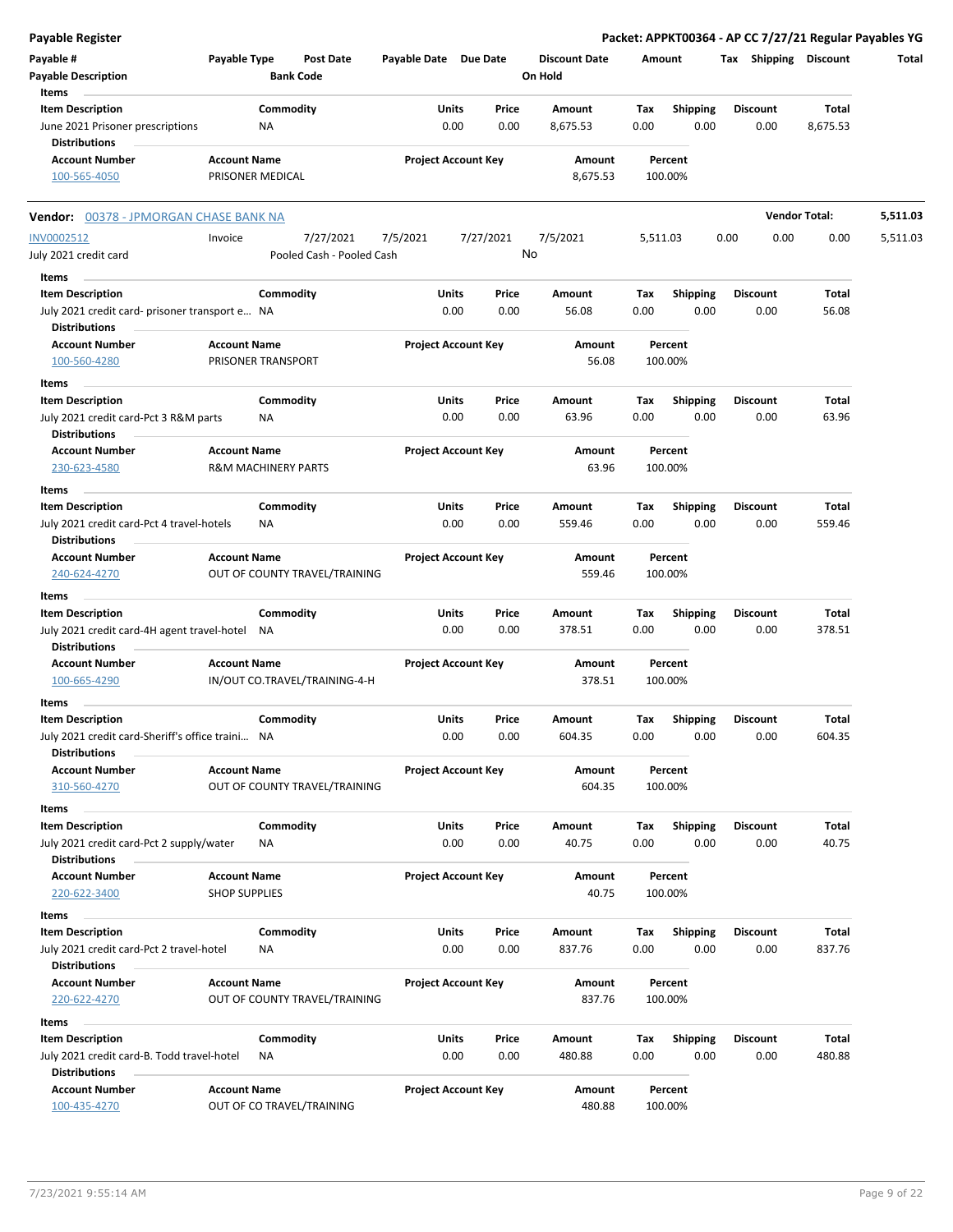**Payable Register** — **Packet: APPKT00364 - AP CC 7/27/21 Regular Payables YG**

| Payable # | Payable Type | Post Date | Payable Date | Due Date | Discount Date | Amount | Tax | Shipping | Discount | Total |
|---|---|---|---|---|---|---|---|---|---|---|
| **Payable Description** | | **Bank Code** | | | **On Hold** | | | | | |

**Items**

| Item Description | Commodity | Units | Price | Amount | Tax | Shipping | Discount | Total |
|---|---|---|---|---|---|---|---|---|
| June 2021 Prisoner prescriptions | NA | 0.00 | 0.00 | 8,675.53 | 0.00 | 0.00 | 0.00 | 8,675.53 |

**Distributions**

| Account Number | Account Name | Project Account Key | Amount | Percent |
|---|---|---|---|---|
| 100-565-4050 | PRISONER MEDICAL | | 8,675.53 | 100.00% |

---

**Vendor:** 00378 - JPMORGAN CHASE BANK NA — **Vendor Total: 5,511.03**

| Payable # | Payable Type | Post Date | Payable Date | Due Date | Discount Date | Amount | Tax | Shipping | Discount | Total |
|---|---|---|---|---|---|---|---|---|---|---|
| INV0002512 | Invoice | 7/27/2021 | 7/5/2021 | 7/27/2021 | 7/5/2021 | 5,511.03 | 0.00 | 0.00 | 0.00 | 5,511.03 |
| July 2021 credit card | | Pooled Cash - Pooled Cash | | | No | | | | | |

**Items**

| Item Description | Commodity | Units | Price | Amount | Tax | Shipping | Discount | Total |
|---|---|---|---|---|---|---|---|---|
| July 2021 credit card- prisoner transport e... | NA | 0.00 | 0.00 | 56.08 | 0.00 | 0.00 | 0.00 | 56.08 |

**Distributions**

| Account Number | Account Name | Project Account Key | Amount | Percent |
|---|---|---|---|---|
| 100-560-4280 | PRISONER TRANSPORT | | 56.08 | 100.00% |

**Items**

| Item Description | Commodity | Units | Price | Amount | Tax | Shipping | Discount | Total |
|---|---|---|---|---|---|---|---|---|
| July 2021 credit card-Pct 3 R&M parts | NA | 0.00 | 0.00 | 63.96 | 0.00 | 0.00 | 0.00 | 63.96 |

**Distributions**

| Account Number | Account Name | Project Account Key | Amount | Percent |
|---|---|---|---|---|
| 230-623-4580 | R&M MACHINERY PARTS | | 63.96 | 100.00% |

**Items**

| Item Description | Commodity | Units | Price | Amount | Tax | Shipping | Discount | Total |
|---|---|---|---|---|---|---|---|---|
| July 2021 credit card-Pct 4 travel-hotels | NA | 0.00 | 0.00 | 559.46 | 0.00 | 0.00 | 0.00 | 559.46 |

**Distributions**

| Account Number | Account Name | Project Account Key | Amount | Percent |
|---|---|---|---|---|
| 240-624-4270 | OUT OF COUNTY TRAVEL/TRAINING | | 559.46 | 100.00% |

**Items**

| Item Description | Commodity | Units | Price | Amount | Tax | Shipping | Discount | Total |
|---|---|---|---|---|---|---|---|---|
| July 2021 credit card-4H agent travel-hotel | NA | 0.00 | 0.00 | 378.51 | 0.00 | 0.00 | 0.00 | 378.51 |

**Distributions**

| Account Number | Account Name | Project Account Key | Amount | Percent |
|---|---|---|---|---|
| 100-665-4290 | IN/OUT CO.TRAVEL/TRAINING-4-H | | 378.51 | 100.00% |

**Items**

| Item Description | Commodity | Units | Price | Amount | Tax | Shipping | Discount | Total |
|---|---|---|---|---|---|---|---|---|
| July 2021 credit card-Sheriff's office traini... | NA | 0.00 | 0.00 | 604.35 | 0.00 | 0.00 | 0.00 | 604.35 |

**Distributions**

| Account Number | Account Name | Project Account Key | Amount | Percent |
|---|---|---|---|---|
| 310-560-4270 | OUT OF COUNTY TRAVEL/TRAINING | | 604.35 | 100.00% |

**Items**

| Item Description | Commodity | Units | Price | Amount | Tax | Shipping | Discount | Total |
|---|---|---|---|---|---|---|---|---|
| July 2021 credit card-Pct 2 supply/water | NA | 0.00 | 0.00 | 40.75 | 0.00 | 0.00 | 0.00 | 40.75 |

**Distributions**

| Account Number | Account Name | Project Account Key | Amount | Percent |
|---|---|---|---|---|
| 220-622-3400 | SHOP SUPPLIES | | 40.75 | 100.00% |

**Items**

| Item Description | Commodity | Units | Price | Amount | Tax | Shipping | Discount | Total |
|---|---|---|---|---|---|---|---|---|
| July 2021 credit card-Pct 2 travel-hotel | NA | 0.00 | 0.00 | 837.76 | 0.00 | 0.00 | 0.00 | 837.76 |

**Distributions**

| Account Number | Account Name | Project Account Key | Amount | Percent |
|---|---|---|---|---|
| 220-622-4270 | OUT OF COUNTY TRAVEL/TRAINING | | 837.76 | 100.00% |

**Items**

| Item Description | Commodity | Units | Price | Amount | Tax | Shipping | Discount | Total |
|---|---|---|---|---|---|---|---|---|
| July 2021 credit card-B. Todd travel-hotel | NA | 0.00 | 0.00 | 480.88 | 0.00 | 0.00 | 0.00 | 480.88 |

**Distributions**

| Account Number | Account Name | Project Account Key | Amount | Percent |
|---|---|---|---|---|
| 100-435-4270 | OUT OF CO TRAVEL/TRAINING | | 480.88 | 100.00% |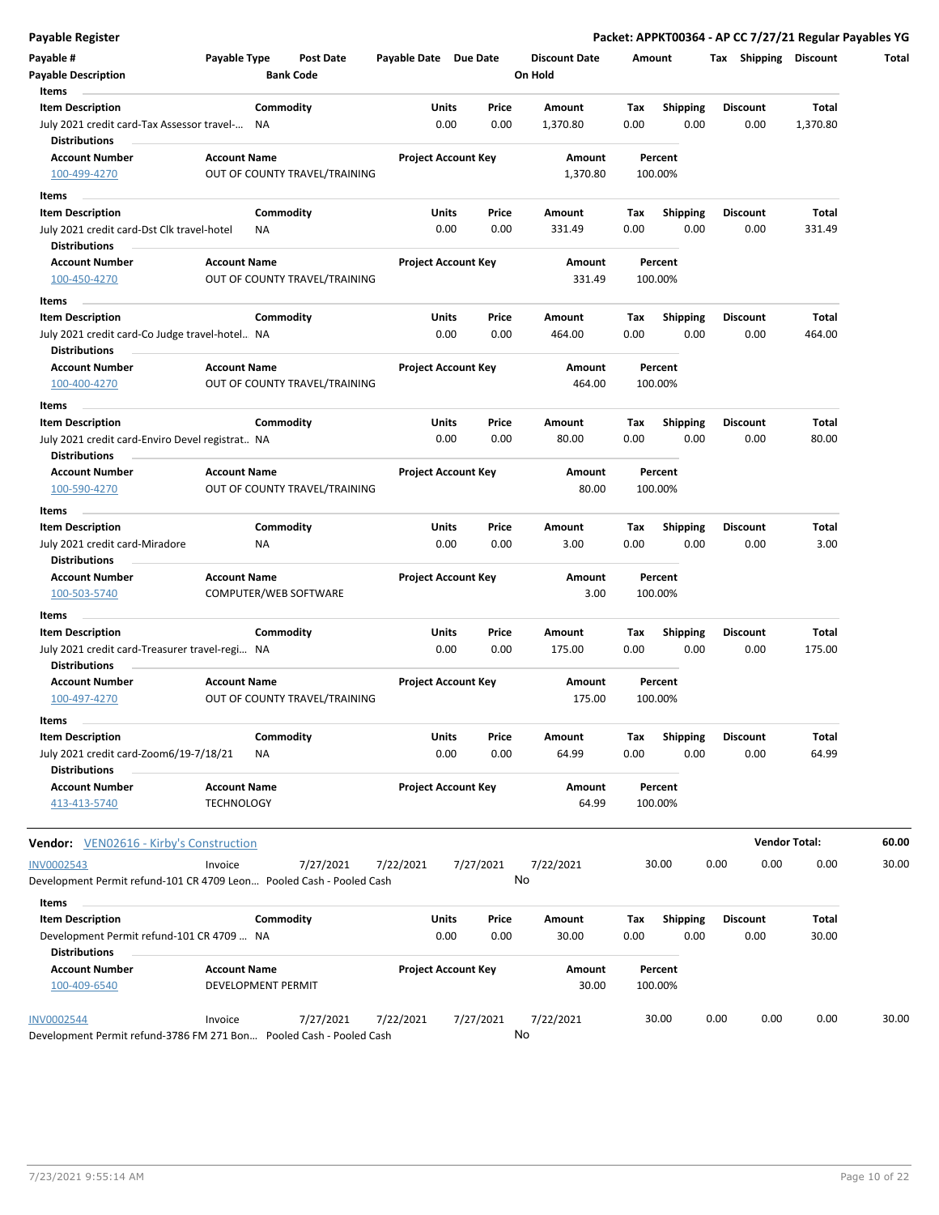**Payable Register** — **Packet: APPKT00364 - AP CC 7/27/21 Regular Payables YG**

| Payable # | Payable Type | Post Date | Payable Date | Due Date | Discount Date | Amount | Tax | Shipping | Discount | Total |
|---|---|---|---|---|---|---|---|---|---|---|
| Payable Description | | Bank Code | | | On Hold | | | | | |

**Items**

| Item Description | Commodity | Units | Price | Amount | Tax | Shipping | Discount | Total |
|---|---|---|---|---|---|---|---|---|
| July 2021 credit card-Tax Assessor travel-... | NA | 0.00 | 0.00 | 1,370.80 | 0.00 | 0.00 | 0.00 | 1,370.80 |

**Distributions**

| Account Number | Account Name | Project Account Key | Amount | Percent |
|---|---|---|---|---|
| 100-499-4270 | OUT OF COUNTY TRAVEL/TRAINING | | 1,370.80 | 100.00% |

**Items**

| Item Description | Commodity | Units | Price | Amount | Tax | Shipping | Discount | Total |
|---|---|---|---|---|---|---|---|---|
| July 2021 credit card-Dst Clk travel-hotel | NA | 0.00 | 0.00 | 331.49 | 0.00 | 0.00 | 0.00 | 331.49 |

**Distributions**

| Account Number | Account Name | Project Account Key | Amount | Percent |
|---|---|---|---|---|
| 100-450-4270 | OUT OF COUNTY TRAVEL/TRAINING | | 331.49 | 100.00% |

**Items**

| Item Description | Commodity | Units | Price | Amount | Tax | Shipping | Discount | Total |
|---|---|---|---|---|---|---|---|---|
| July 2021 credit card-Co Judge travel-hotel.. | NA | 0.00 | 0.00 | 464.00 | 0.00 | 0.00 | 0.00 | 464.00 |

**Distributions**

| Account Number | Account Name | Project Account Key | Amount | Percent |
|---|---|---|---|---|
| 100-400-4270 | OUT OF COUNTY TRAVEL/TRAINING | | 464.00 | 100.00% |

**Items**

| Item Description | Commodity | Units | Price | Amount | Tax | Shipping | Discount | Total |
|---|---|---|---|---|---|---|---|---|
| July 2021 credit card-Enviro Devel registrat.. | NA | 0.00 | 0.00 | 80.00 | 0.00 | 0.00 | 0.00 | 80.00 |

**Distributions**

| Account Number | Account Name | Project Account Key | Amount | Percent |
|---|---|---|---|---|
| 100-590-4270 | OUT OF COUNTY TRAVEL/TRAINING | | 80.00 | 100.00% |

**Items**

| Item Description | Commodity | Units | Price | Amount | Tax | Shipping | Discount | Total |
|---|---|---|---|---|---|---|---|---|
| July 2021 credit card-Miradore | NA | 0.00 | 0.00 | 3.00 | 0.00 | 0.00 | 0.00 | 3.00 |

**Distributions**

| Account Number | Account Name | Project Account Key | Amount | Percent |
|---|---|---|---|---|
| 100-503-5740 | COMPUTER/WEB SOFTWARE | | 3.00 | 100.00% |

**Items**

| Item Description | Commodity | Units | Price | Amount | Tax | Shipping | Discount | Total |
|---|---|---|---|---|---|---|---|---|
| July 2021 credit card-Treasurer travel-regi... | NA | 0.00 | 0.00 | 175.00 | 0.00 | 0.00 | 0.00 | 175.00 |

**Distributions**

| Account Number | Account Name | Project Account Key | Amount | Percent |
|---|---|---|---|---|
| 100-497-4270 | OUT OF COUNTY TRAVEL/TRAINING | | 175.00 | 100.00% |

**Items**

| Item Description | Commodity | Units | Price | Amount | Tax | Shipping | Discount | Total |
|---|---|---|---|---|---|---|---|---|
| July 2021 credit card-Zoom6/19-7/18/21 | NA | 0.00 | 0.00 | 64.99 | 0.00 | 0.00 | 0.00 | 64.99 |

**Distributions**

| Account Number | Account Name | Project Account Key | Amount | Percent |
|---|---|---|---|---|
| 413-413-5740 | TECHNOLOGY | | 64.99 | 100.00% |

**Vendor:** VEN02616 - Kirby's Construction — **Vendor Total: 60.00**

| Payable # | Payable Type | Post Date | Payable Date | Due Date | Discount Date | Amount | Tax | Shipping | Discount | Total |
|---|---|---|---|---|---|---|---|---|---|---|
| INV0002543 | Invoice | 7/27/2021 | 7/22/2021 | 7/27/2021 | 7/22/2021 | 30.00 | 0.00 | 0.00 | 0.00 | 30.00 |
| Development Permit refund-101 CR 4709 Leon... | | Pooled Cash - Pooled Cash | | | No | | | | | |

**Items**

| Item Description | Commodity | Units | Price | Amount | Tax | Shipping | Discount | Total |
|---|---|---|---|---|---|---|---|---|
| Development Permit refund-101 CR 4709 ... | NA | 0.00 | 0.00 | 30.00 | 0.00 | 0.00 | 0.00 | 30.00 |

**Distributions**

| Account Number | Account Name | Project Account Key | Amount | Percent |
|---|---|---|---|---|
| 100-409-6540 | DEVELOPMENT PERMIT | | 30.00 | 100.00% |

| Payable # | Payable Type | Post Date | Payable Date | Due Date | Discount Date | Amount | Tax | Shipping | Discount | Total |
|---|---|---|---|---|---|---|---|---|---|---|
| INV0002544 | Invoice | 7/27/2021 | 7/22/2021 | 7/27/2021 | 7/22/2021 | 30.00 | 0.00 | 0.00 | 0.00 | 30.00 |
| Development Permit refund-3786 FM 271 Bon... | | Pooled Cash - Pooled Cash | | | No | | | | | |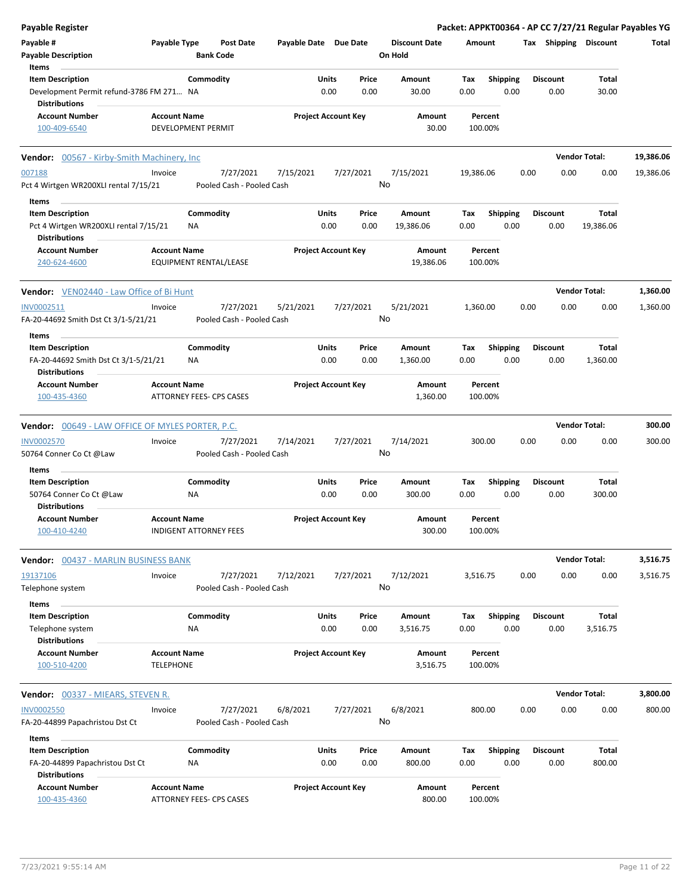## Payable Register

**Packet: APPKT00364 - AP CC 7/27/21 Regular Payables YG**

| Payable # | Payable Type | Post Date | Payable Date | Due Date | Discount Date | Amount | Tax | Shipping | Discount | Total |
|---|---|---|---|---|---|---|---|---|---|---|
| Payable Description | | Bank Code | | | On Hold | | | | | |

**Items**

| Item Description | Commodity | Units | Price | Amount | Tax | Shipping | Discount | Total |
|---|---|---|---|---|---|---|---|---|
| Development Permit refund-3786 FM 271… | NA | 0.00 | 0.00 | 30.00 | 0.00 | 0.00 | 0.00 | 30.00 |

**Distributions**

| Account Number | Account Name | Project Account Key | Amount | Percent |
|---|---|---|---|---|
| 100-409-6540 | DEVELOPMENT PERMIT | | 30.00 | 100.00% |

---

**Vendor: 00567 - Kirby-Smith Machinery, Inc** — Vendor Total: 19,386.06

| Payable # | Payable Type | Post Date | Payable Date | Due Date | Discount Date | Amount | Tax | Shipping | Discount | Total |
|---|---|---|---|---|---|---|---|---|---|---|
| 007188 | Invoice | 7/27/2021 | 7/15/2021 | 7/27/2021 | 7/15/2021 | 19,386.06 | 0.00 | 0.00 | 0.00 | 19,386.06 |
| Pct 4 Wirtgen WR200XLI rental 7/15/21 | | Pooled Cash - Pooled Cash | | | No | | | | | |

**Items**

| Item Description | Commodity | Units | Price | Amount | Tax | Shipping | Discount | Total |
|---|---|---|---|---|---|---|---|---|
| Pct 4 Wirtgen WR200XLI rental 7/15/21 | NA | 0.00 | 0.00 | 19,386.06 | 0.00 | 0.00 | 0.00 | 19,386.06 |

**Distributions**

| Account Number | Account Name | Project Account Key | Amount | Percent |
|---|---|---|---|---|
| 240-624-4600 | EQUIPMENT RENTAL/LEASE | | 19,386.06 | 100.00% |

---

**Vendor: VEN02440 - Law Office of Bi Hunt** — Vendor Total: 1,360.00

| Payable # | Payable Type | Post Date | Payable Date | Due Date | Discount Date | Amount | Tax | Shipping | Discount | Total |
|---|---|---|---|---|---|---|---|---|---|---|
| INV0002511 | Invoice | 7/27/2021 | 5/21/2021 | 7/27/2021 | 5/21/2021 | 1,360.00 | 0.00 | 0.00 | 0.00 | 1,360.00 |
| FA-20-44692 Smith Dst Ct 3/1-5/21/21 | | Pooled Cash - Pooled Cash | | | No | | | | | |

**Items**

| Item Description | Commodity | Units | Price | Amount | Tax | Shipping | Discount | Total |
|---|---|---|---|---|---|---|---|---|
| FA-20-44692 Smith Dst Ct 3/1-5/21/21 | NA | 0.00 | 0.00 | 1,360.00 | 0.00 | 0.00 | 0.00 | 1,360.00 |

**Distributions**

| Account Number | Account Name | Project Account Key | Amount | Percent |
|---|---|---|---|---|
| 100-435-4360 | ATTORNEY FEES- CPS CASES | | 1,360.00 | 100.00% |

---

**Vendor: 00649 - LAW OFFICE OF MYLES PORTER, P.C.** — Vendor Total: 300.00

| Payable # | Payable Type | Post Date | Payable Date | Due Date | Discount Date | Amount | Tax | Shipping | Discount | Total |
|---|---|---|---|---|---|---|---|---|---|---|
| INV0002570 | Invoice | 7/27/2021 | 7/14/2021 | 7/27/2021 | 7/14/2021 | 300.00 | 0.00 | 0.00 | 0.00 | 300.00 |
| 50764 Conner Co Ct @Law | | Pooled Cash - Pooled Cash | | | No | | | | | |

**Items**

| Item Description | Commodity | Units | Price | Amount | Tax | Shipping | Discount | Total |
|---|---|---|---|---|---|---|---|---|
| 50764 Conner Co Ct @Law | NA | 0.00 | 0.00 | 300.00 | 0.00 | 0.00 | 0.00 | 300.00 |

**Distributions**

| Account Number | Account Name | Project Account Key | Amount | Percent |
|---|---|---|---|---|
| 100-410-4240 | INDIGENT ATTORNEY FEES | | 300.00 | 100.00% |

---

**Vendor: 00437 - MARLIN BUSINESS BANK** — Vendor Total: 3,516.75

| Payable # | Payable Type | Post Date | Payable Date | Due Date | Discount Date | Amount | Tax | Shipping | Discount | Total |
|---|---|---|---|---|---|---|---|---|---|---|
| 19137106 | Invoice | 7/27/2021 | 7/12/2021 | 7/27/2021 | 7/12/2021 | 3,516.75 | 0.00 | 0.00 | 0.00 | 3,516.75 |
| Telephone system | | Pooled Cash - Pooled Cash | | | No | | | | | |

**Items**

| Item Description | Commodity | Units | Price | Amount | Tax | Shipping | Discount | Total |
|---|---|---|---|---|---|---|---|---|
| Telephone system | NA | 0.00 | 0.00 | 3,516.75 | 0.00 | 0.00 | 0.00 | 3,516.75 |

**Distributions**

| Account Number | Account Name | Project Account Key | Amount | Percent |
|---|---|---|---|---|
| 100-510-4200 | TELEPHONE | | 3,516.75 | 100.00% |

---

**Vendor: 00337 - MIEARS, STEVEN R.** — Vendor Total: 3,800.00

| Payable # | Payable Type | Post Date | Payable Date | Due Date | Discount Date | Amount | Tax | Shipping | Discount | Total |
|---|---|---|---|---|---|---|---|---|---|---|
| INV0002550 | Invoice | 7/27/2021 | 6/8/2021 | 7/27/2021 | 6/8/2021 | 800.00 | 0.00 | 0.00 | 0.00 | 800.00 |
| FA-20-44899 Papachristou Dst Ct | | Pooled Cash - Pooled Cash | | | No | | | | | |

**Items**

| Item Description | Commodity | Units | Price | Amount | Tax | Shipping | Discount | Total |
|---|---|---|---|---|---|---|---|---|
| FA-20-44899 Papachristou Dst Ct | NA | 0.00 | 0.00 | 800.00 | 0.00 | 0.00 | 0.00 | 800.00 |

**Distributions**

| Account Number | Account Name | Project Account Key | Amount | Percent |
|---|---|---|---|---|
| 100-435-4360 | ATTORNEY FEES- CPS CASES | | 800.00 | 100.00% |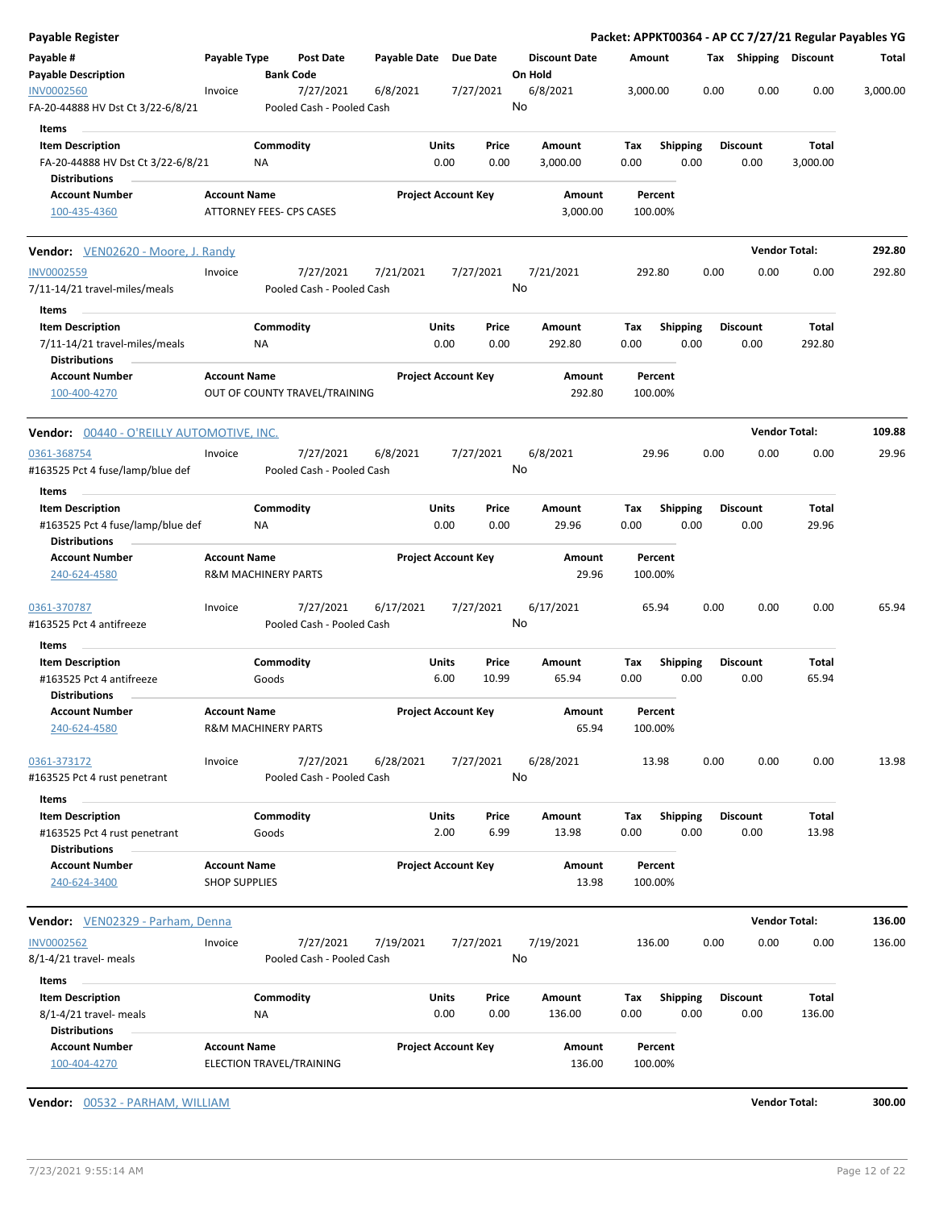## Payable Register

**Packet: APPKT00364 - AP CC 7/27/21 Regular Payables YG**

| Payable # | Payable Type | Post Date | Payable Date | Due Date | Discount Date | Amount | Tax | Shipping | Discount | Total |
|---|---|---|---|---|---|---|---|---|---|---|
| **Payable Description** | | **Bank Code** | | | **On Hold** | | | | | |
| INV0002560 | Invoice | 7/27/2021 | 6/8/2021 | 7/27/2021 | 6/8/2021 | 3,000.00 | 0.00 | 0.00 | 0.00 | 3,000.00 |
| FA-20-44888 HV Dst Ct 3/22-6/8/21 | | Pooled Cash - Pooled Cash | | | No | | | | | |

**Items**

| Item Description | Commodity | Units | Price | Amount | Tax | Shipping | Discount | Total |
|---|---|---|---|---|---|---|---|---|
| FA-20-44888 HV Dst Ct 3/22-6/8/21 | NA | 0.00 | 0.00 | 3,000.00 | 0.00 | 0.00 | 0.00 | 3,000.00 |

**Distributions**

| Account Number | Account Name | Project Account Key | Amount | Percent |
|---|---|---|---|---|
| 100-435-4360 | ATTORNEY FEES- CPS CASES | | 3,000.00 | 100.00% |

**Vendor:** VEN02620 - Moore, J. Randy — **Vendor Total: 292.80**

| Payable # | Payable Type | Post Date | Payable Date | Due Date | Discount Date | Amount | Tax | Shipping | Discount | Total |
|---|---|---|---|---|---|---|---|---|---|---|
| INV0002559 | Invoice | 7/27/2021 | 7/21/2021 | 7/27/2021 | 7/21/2021 | 292.80 | 0.00 | 0.00 | 0.00 | 292.80 |
| 7/11-14/21 travel-miles/meals | | Pooled Cash - Pooled Cash | | | No | | | | | |

**Items**

| Item Description | Commodity | Units | Price | Amount | Tax | Shipping | Discount | Total |
|---|---|---|---|---|---|---|---|---|
| 7/11-14/21 travel-miles/meals | NA | 0.00 | 0.00 | 292.80 | 0.00 | 0.00 | 0.00 | 292.80 |

**Distributions**

| Account Number | Account Name | Project Account Key | Amount | Percent |
|---|---|---|---|---|
| 100-400-4270 | OUT OF COUNTY TRAVEL/TRAINING | | 292.80 | 100.00% |

**Vendor:** 00440 - O'REILLY AUTOMOTIVE, INC. — **Vendor Total: 109.88**

| Payable # | Payable Type | Post Date | Payable Date | Due Date | Discount Date | Amount | Tax | Shipping | Discount | Total |
|---|---|---|---|---|---|---|---|---|---|---|
| 0361-368754 | Invoice | 7/27/2021 | 6/8/2021 | 7/27/2021 | 6/8/2021 | 29.96 | 0.00 | 0.00 | 0.00 | 29.96 |
| #163525 Pct 4 fuse/lamp/blue def | | Pooled Cash - Pooled Cash | | | No | | | | | |

**Items**

| Item Description | Commodity | Units | Price | Amount | Tax | Shipping | Discount | Total |
|---|---|---|---|---|---|---|---|---|
| #163525 Pct 4 fuse/lamp/blue def | NA | 0.00 | 0.00 | 29.96 | 0.00 | 0.00 | 0.00 | 29.96 |

**Distributions**

| Account Number | Account Name | Project Account Key | Amount | Percent |
|---|---|---|---|---|
| 240-624-4580 | R&M MACHINERY PARTS | | 29.96 | 100.00% |

| Payable # | Payable Type | Post Date | Payable Date | Due Date | Discount Date | Amount | Tax | Shipping | Discount | Total |
|---|---|---|---|---|---|---|---|---|---|---|
| 0361-370787 | Invoice | 7/27/2021 | 6/17/2021 | 7/27/2021 | 6/17/2021 | 65.94 | 0.00 | 0.00 | 0.00 | 65.94 |
| #163525 Pct 4 antifreeze | | Pooled Cash - Pooled Cash | | | No | | | | | |

**Items**

| Item Description | Commodity | Units | Price | Amount | Tax | Shipping | Discount | Total |
|---|---|---|---|---|---|---|---|---|
| #163525 Pct 4 antifreeze | Goods | 6.00 | 10.99 | 65.94 | 0.00 | 0.00 | 0.00 | 65.94 |

**Distributions**

| Account Number | Account Name | Project Account Key | Amount | Percent |
|---|---|---|---|---|
| 240-624-4580 | R&M MACHINERY PARTS | | 65.94 | 100.00% |

| Payable # | Payable Type | Post Date | Payable Date | Due Date | Discount Date | Amount | Tax | Shipping | Discount | Total |
|---|---|---|---|---|---|---|---|---|---|---|
| 0361-373172 | Invoice | 7/27/2021 | 6/28/2021 | 7/27/2021 | 6/28/2021 | 13.98 | 0.00 | 0.00 | 0.00 | 13.98 |
| #163525 Pct 4 rust penetrant | | Pooled Cash - Pooled Cash | | | No | | | | | |

**Items**

| Item Description | Commodity | Units | Price | Amount | Tax | Shipping | Discount | Total |
|---|---|---|---|---|---|---|---|---|
| #163525 Pct 4 rust penetrant | Goods | 2.00 | 6.99 | 13.98 | 0.00 | 0.00 | 0.00 | 13.98 |

**Distributions**

| Account Number | Account Name | Project Account Key | Amount | Percent |
|---|---|---|---|---|
| 240-624-3400 | SHOP SUPPLIES | | 13.98 | 100.00% |

**Vendor:** VEN02329 - Parham, Denna — **Vendor Total: 136.00**

| Payable # | Payable Type | Post Date | Payable Date | Due Date | Discount Date | Amount | Tax | Shipping | Discount | Total |
|---|---|---|---|---|---|---|---|---|---|---|
| INV0002562 | Invoice | 7/27/2021 | 7/19/2021 | 7/27/2021 | 7/19/2021 | 136.00 | 0.00 | 0.00 | 0.00 | 136.00 |
| 8/1-4/21 travel- meals | | Pooled Cash - Pooled Cash | | | No | | | | | |

**Items**

| Item Description | Commodity | Units | Price | Amount | Tax | Shipping | Discount | Total |
|---|---|---|---|---|---|---|---|---|
| 8/1-4/21 travel- meals | NA | 0.00 | 0.00 | 136.00 | 0.00 | 0.00 | 0.00 | 136.00 |

**Distributions**

| Account Number | Account Name | Project Account Key | Amount | Percent |
|---|---|---|---|---|
| 100-404-4270 | ELECTION TRAVEL/TRAINING | | 136.00 | 100.00% |

**Vendor:** 00532 - PARHAM, WILLIAM — **Vendor Total: 300.00**

7/23/2021 9:55:14 AM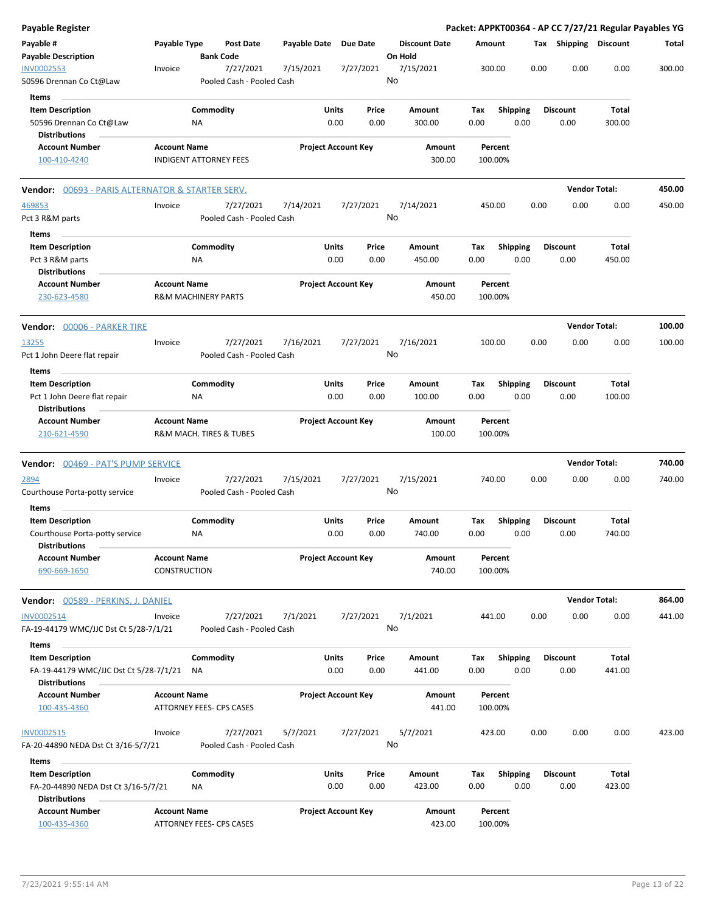**Payable Register** — **Packet: APPKT00364 - AP CC 7/27/21 Regular Payables YG**

| Payable # | Payable Type | Post Date | Payable Date | Due Date | Discount Date | Amount | Tax | Shipping | Discount | Total |
|---|---|---|---|---|---|---|---|---|---|---|
| **Payable Description** | | **Bank Code** | | | **On Hold** | | | | | |
| INV0002553 | Invoice | 7/27/2021 | 7/15/2021 | 7/27/2021 | 7/15/2021 | 300.00 | 0.00 | 0.00 | 0.00 | 300.00 |
| 50596 Drennan Co Ct@Law | | Pooled Cash - Pooled Cash | | | No | | | | | |

**Items**

| Item Description | Commodity | Units | Price | Amount | Tax | Shipping | Discount | Total |
|---|---|---|---|---|---|---|---|---|
| 50596 Drennan Co Ct@Law | NA | 0.00 | 0.00 | 300.00 | 0.00 | 0.00 | 0.00 | 300.00 |

**Distributions**

| Account Number | Account Name | Project Account Key | Amount | Percent |
|---|---|---|---|---|
| 100-410-4240 | INDIGENT ATTORNEY FEES | | 300.00 | 100.00% |

**Vendor: 00693 - PARIS ALTERNATOR & STARTER SERV.** — **Vendor Total: 450.00**

| Payable # | Payable Type | Post Date | Payable Date | Due Date | Discount Date | Amount | Tax | Shipping | Discount | Total |
|---|---|---|---|---|---|---|---|---|---|---|
| 469853 | Invoice | 7/27/2021 | 7/14/2021 | 7/27/2021 | 7/14/2021 | 450.00 | 0.00 | 0.00 | 0.00 | 450.00 |
| Pct 3 R&M parts | | Pooled Cash - Pooled Cash | | | No | | | | | |

**Items**

| Item Description | Commodity | Units | Price | Amount | Tax | Shipping | Discount | Total |
|---|---|---|---|---|---|---|---|---|
| Pct 3 R&M parts | NA | 0.00 | 0.00 | 450.00 | 0.00 | 0.00 | 0.00 | 450.00 |

**Distributions**

| Account Number | Account Name | Project Account Key | Amount | Percent |
|---|---|---|---|---|
| 230-623-4580 | R&M MACHINERY PARTS | | 450.00 | 100.00% |

**Vendor: 00006 - PARKER TIRE** — **Vendor Total: 100.00**

| Payable # | Payable Type | Post Date | Payable Date | Due Date | Discount Date | Amount | Tax | Shipping | Discount | Total |
|---|---|---|---|---|---|---|---|---|---|---|
| 13255 | Invoice | 7/27/2021 | 7/16/2021 | 7/27/2021 | 7/16/2021 | 100.00 | 0.00 | 0.00 | 0.00 | 100.00 |
| Pct 1 John Deere flat repair | | Pooled Cash - Pooled Cash | | | No | | | | | |

**Items**

| Item Description | Commodity | Units | Price | Amount | Tax | Shipping | Discount | Total |
|---|---|---|---|---|---|---|---|---|
| Pct 1 John Deere flat repair | NA | 0.00 | 0.00 | 100.00 | 0.00 | 0.00 | 0.00 | 100.00 |

**Distributions**

| Account Number | Account Name | Project Account Key | Amount | Percent |
|---|---|---|---|---|
| 210-621-4590 | R&M MACH. TIRES & TUBES | | 100.00 | 100.00% |

**Vendor: 00469 - PAT'S PUMP SERVICE** — **Vendor Total: 740.00**

| Payable # | Payable Type | Post Date | Payable Date | Due Date | Discount Date | Amount | Tax | Shipping | Discount | Total |
|---|---|---|---|---|---|---|---|---|---|---|
| 2894 | Invoice | 7/27/2021 | 7/15/2021 | 7/27/2021 | 7/15/2021 | 740.00 | 0.00 | 0.00 | 0.00 | 740.00 |
| Courthouse Porta-potty service | | Pooled Cash - Pooled Cash | | | No | | | | | |

**Items**

| Item Description | Commodity | Units | Price | Amount | Tax | Shipping | Discount | Total |
|---|---|---|---|---|---|---|---|---|
| Courthouse Porta-potty service | NA | 0.00 | 0.00 | 740.00 | 0.00 | 0.00 | 0.00 | 740.00 |

**Distributions**

| Account Number | Account Name | Project Account Key | Amount | Percent |
|---|---|---|---|---|
| 690-669-1650 | CONSTRUCTION | | 740.00 | 100.00% |

**Vendor: 00589 - PERKINS, J. DANIEL** — **Vendor Total: 864.00**

| Payable # | Payable Type | Post Date | Payable Date | Due Date | Discount Date | Amount | Tax | Shipping | Discount | Total |
|---|---|---|---|---|---|---|---|---|---|---|
| INV0002514 | Invoice | 7/27/2021 | 7/1/2021 | 7/27/2021 | 7/1/2021 | 441.00 | 0.00 | 0.00 | 0.00 | 441.00 |
| FA-19-44179 WMC/JJC Dst Ct 5/28-7/1/21 | | Pooled Cash - Pooled Cash | | | No | | | | | |

**Items**

| Item Description | Commodity | Units | Price | Amount | Tax | Shipping | Discount | Total |
|---|---|---|---|---|---|---|---|---|
| FA-19-44179 WMC/JJC Dst Ct 5/28-7/1/21 | NA | 0.00 | 0.00 | 441.00 | 0.00 | 0.00 | 0.00 | 441.00 |

**Distributions**

| Account Number | Account Name | Project Account Key | Amount | Percent |
|---|---|---|---|---|
| 100-435-4360 | ATTORNEY FEES- CPS CASES | | 441.00 | 100.00% |

| Payable # | Payable Type | Post Date | Payable Date | Due Date | Discount Date | Amount | Tax | Shipping | Discount | Total |
|---|---|---|---|---|---|---|---|---|---|---|
| INV0002515 | Invoice | 7/27/2021 | 5/7/2021 | 7/27/2021 | 5/7/2021 | 423.00 | 0.00 | 0.00 | 0.00 | 423.00 |
| FA-20-44890 NEDA Dst Ct 3/16-5/7/21 | | Pooled Cash - Pooled Cash | | | No | | | | | |

**Items**

| Item Description | Commodity | Units | Price | Amount | Tax | Shipping | Discount | Total |
|---|---|---|---|---|---|---|---|---|
| FA-20-44890 NEDA Dst Ct 3/16-5/7/21 | NA | 0.00 | 0.00 | 423.00 | 0.00 | 0.00 | 0.00 | 423.00 |

**Distributions**

| Account Number | Account Name | Project Account Key | Amount | Percent |
|---|---|---|---|---|
| 100-435-4360 | ATTORNEY FEES- CPS CASES | | 423.00 | 100.00% |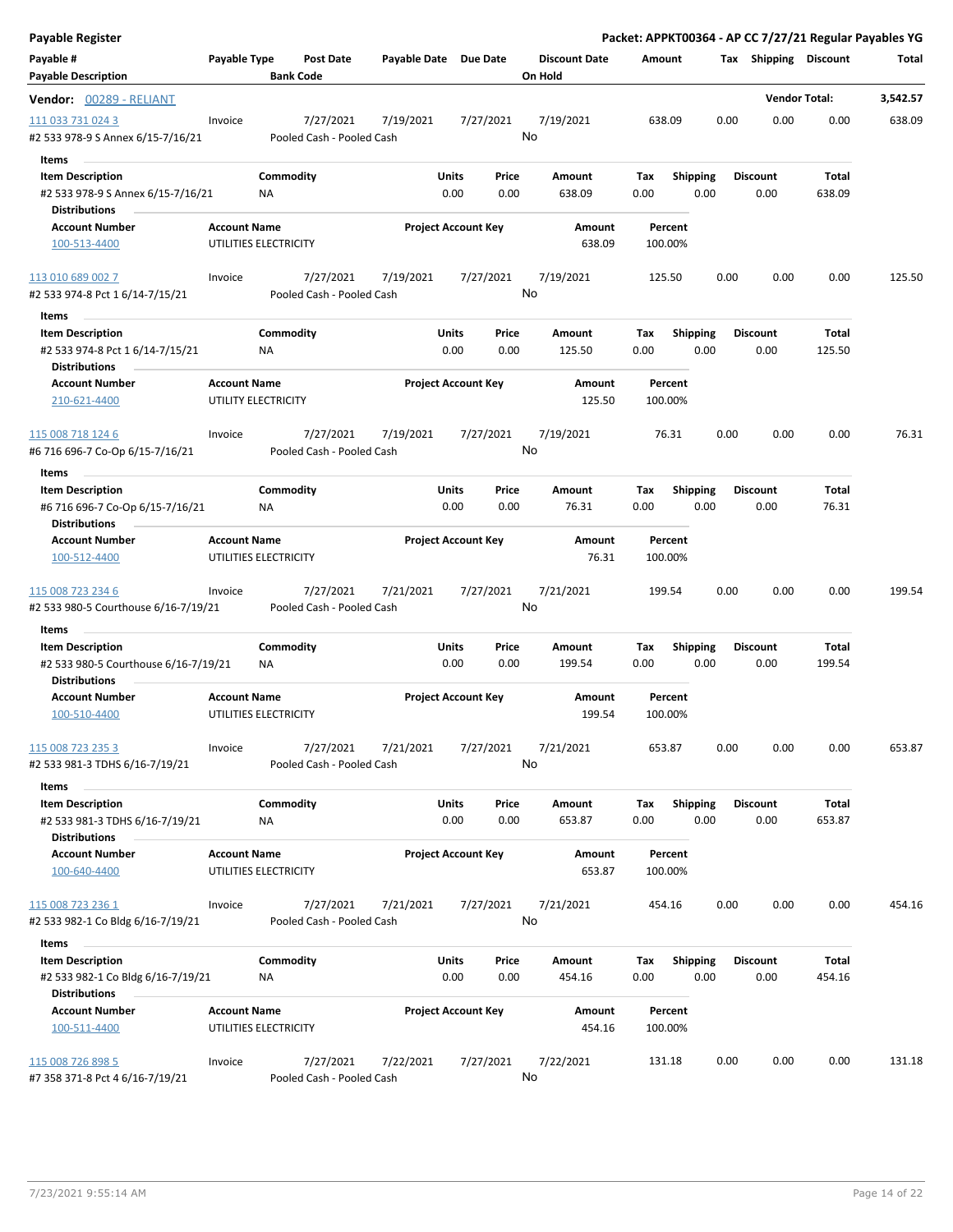**Payable Register** — **Packet: APPKT00364 - AP CC 7/27/21 Regular Payables YG**

| Payable # / Payable Description | Payable Type | Post Date / Bank Code | Payable Date | Due Date | Discount Date / On Hold | Amount | Tax | Shipping | Discount | Total |
|---|---|---|---|---|---|---|---|---|---|---|

**Vendor: 00289 - RELIANT** — **Vendor Total: 3,542.57**

---

| Payable # | Payable Type | Post Date | Payable Date | Due Date | Discount Date | Amount | Tax | Shipping | Discount | Total |
|---|---|---|---|---|---|---|---|---|---|---|
| 111 033 731 024 3 | Invoice | 7/27/2021 | 7/19/2021 | 7/27/2021 | 7/19/2021 | 638.09 | 0.00 | 0.00 | 0.00 | 638.09 |
| #2 533 978-9 S Annex 6/15-7/16/21 | | Pooled Cash - Pooled Cash | | | No | | | | | |

**Items**

| Item Description | Commodity | Units | Price | Amount | Tax | Shipping | Discount | Total |
|---|---|---|---|---|---|---|---|---|
| #2 533 978-9 S Annex 6/15-7/16/21 | NA | 0.00 | 0.00 | 638.09 | 0.00 | 0.00 | 0.00 | 638.09 |

**Distributions**

| Account Number | Account Name | Project Account Key | Amount | Percent |
|---|---|---|---|---|
| 100-513-4400 | UTILITIES ELECTRICITY | | 638.09 | 100.00% |

---

| Payable # | Payable Type | Post Date | Payable Date | Due Date | Discount Date | Amount | Tax | Shipping | Discount | Total |
|---|---|---|---|---|---|---|---|---|---|---|
| 113 010 689 002 7 | Invoice | 7/27/2021 | 7/19/2021 | 7/27/2021 | 7/19/2021 | 125.50 | 0.00 | 0.00 | 0.00 | 125.50 |
| #2 533 974-8 Pct 1 6/14-7/15/21 | | Pooled Cash - Pooled Cash | | | No | | | | | |

**Items**

| Item Description | Commodity | Units | Price | Amount | Tax | Shipping | Discount | Total |
|---|---|---|---|---|---|---|---|---|
| #2 533 974-8 Pct 1 6/14-7/15/21 | NA | 0.00 | 0.00 | 125.50 | 0.00 | 0.00 | 0.00 | 125.50 |

**Distributions**

| Account Number | Account Name | Project Account Key | Amount | Percent |
|---|---|---|---|---|
| 210-621-4400 | UTILITY ELECTRICITY | | 125.50 | 100.00% |

---

| Payable # | Payable Type | Post Date | Payable Date | Due Date | Discount Date | Amount | Tax | Shipping | Discount | Total |
|---|---|---|---|---|---|---|---|---|---|---|
| 115 008 718 124 6 | Invoice | 7/27/2021 | 7/19/2021 | 7/27/2021 | 7/19/2021 | 76.31 | 0.00 | 0.00 | 0.00 | 76.31 |
| #6 716 696-7 Co-Op 6/15-7/16/21 | | Pooled Cash - Pooled Cash | | | No | | | | | |

**Items**

| Item Description | Commodity | Units | Price | Amount | Tax | Shipping | Discount | Total |
|---|---|---|---|---|---|---|---|---|
| #6 716 696-7 Co-Op 6/15-7/16/21 | NA | 0.00 | 0.00 | 76.31 | 0.00 | 0.00 | 0.00 | 76.31 |

**Distributions**

| Account Number | Account Name | Project Account Key | Amount | Percent |
|---|---|---|---|---|
| 100-512-4400 | UTILITIES ELECTRICITY | | 76.31 | 100.00% |

---

| Payable # | Payable Type | Post Date | Payable Date | Due Date | Discount Date | Amount | Tax | Shipping | Discount | Total |
|---|---|---|---|---|---|---|---|---|---|---|
| 115 008 723 234 6 | Invoice | 7/27/2021 | 7/21/2021 | 7/27/2021 | 7/21/2021 | 199.54 | 0.00 | 0.00 | 0.00 | 199.54 |
| #2 533 980-5 Courthouse 6/16-7/19/21 | | Pooled Cash - Pooled Cash | | | No | | | | | |

**Items**

| Item Description | Commodity | Units | Price | Amount | Tax | Shipping | Discount | Total |
|---|---|---|---|---|---|---|---|---|
| #2 533 980-5 Courthouse 6/16-7/19/21 | NA | 0.00 | 0.00 | 199.54 | 0.00 | 0.00 | 0.00 | 199.54 |

**Distributions**

| Account Number | Account Name | Project Account Key | Amount | Percent |
|---|---|---|---|---|
| 100-510-4400 | UTILITIES ELECTRICITY | | 199.54 | 100.00% |

---

| Payable # | Payable Type | Post Date | Payable Date | Due Date | Discount Date | Amount | Tax | Shipping | Discount | Total |
|---|---|---|---|---|---|---|---|---|---|---|
| 115 008 723 235 3 | Invoice | 7/27/2021 | 7/21/2021 | 7/27/2021 | 7/21/2021 | 653.87 | 0.00 | 0.00 | 0.00 | 653.87 |
| #2 533 981-3 TDHS 6/16-7/19/21 | | Pooled Cash - Pooled Cash | | | No | | | | | |

**Items**

| Item Description | Commodity | Units | Price | Amount | Tax | Shipping | Discount | Total |
|---|---|---|---|---|---|---|---|---|
| #2 533 981-3 TDHS 6/16-7/19/21 | NA | 0.00 | 0.00 | 653.87 | 0.00 | 0.00 | 0.00 | 653.87 |

**Distributions**

| Account Number | Account Name | Project Account Key | Amount | Percent |
|---|---|---|---|---|
| 100-640-4400 | UTILITIES ELECTRICITY | | 653.87 | 100.00% |

---

| Payable # | Payable Type | Post Date | Payable Date | Due Date | Discount Date | Amount | Tax | Shipping | Discount | Total |
|---|---|---|---|---|---|---|---|---|---|---|
| 115 008 723 236 1 | Invoice | 7/27/2021 | 7/21/2021 | 7/27/2021 | 7/21/2021 | 454.16 | 0.00 | 0.00 | 0.00 | 454.16 |
| #2 533 982-1 Co Bldg 6/16-7/19/21 | | Pooled Cash - Pooled Cash | | | No | | | | | |

**Items**

| Item Description | Commodity | Units | Price | Amount | Tax | Shipping | Discount | Total |
|---|---|---|---|---|---|---|---|---|
| #2 533 982-1 Co Bldg 6/16-7/19/21 | NA | 0.00 | 0.00 | 454.16 | 0.00 | 0.00 | 0.00 | 454.16 |

**Distributions**

| Account Number | Account Name | Project Account Key | Amount | Percent |
|---|---|---|---|---|
| 100-511-4400 | UTILITIES ELECTRICITY | | 454.16 | 100.00% |

---

| Payable # | Payable Type | Post Date | Payable Date | Due Date | Discount Date | Amount | Tax | Shipping | Discount | Total |
|---|---|---|---|---|---|---|---|---|---|---|
| 115 008 726 898 5 | Invoice | 7/27/2021 | 7/22/2021 | 7/27/2021 | 7/22/2021 | 131.18 | 0.00 | 0.00 | 0.00 | 131.18 |
| #7 358 371-8 Pct 4 6/16-7/19/21 | | Pooled Cash - Pooled Cash | | | No | | | | | |

7/23/2021 9:55:14 AM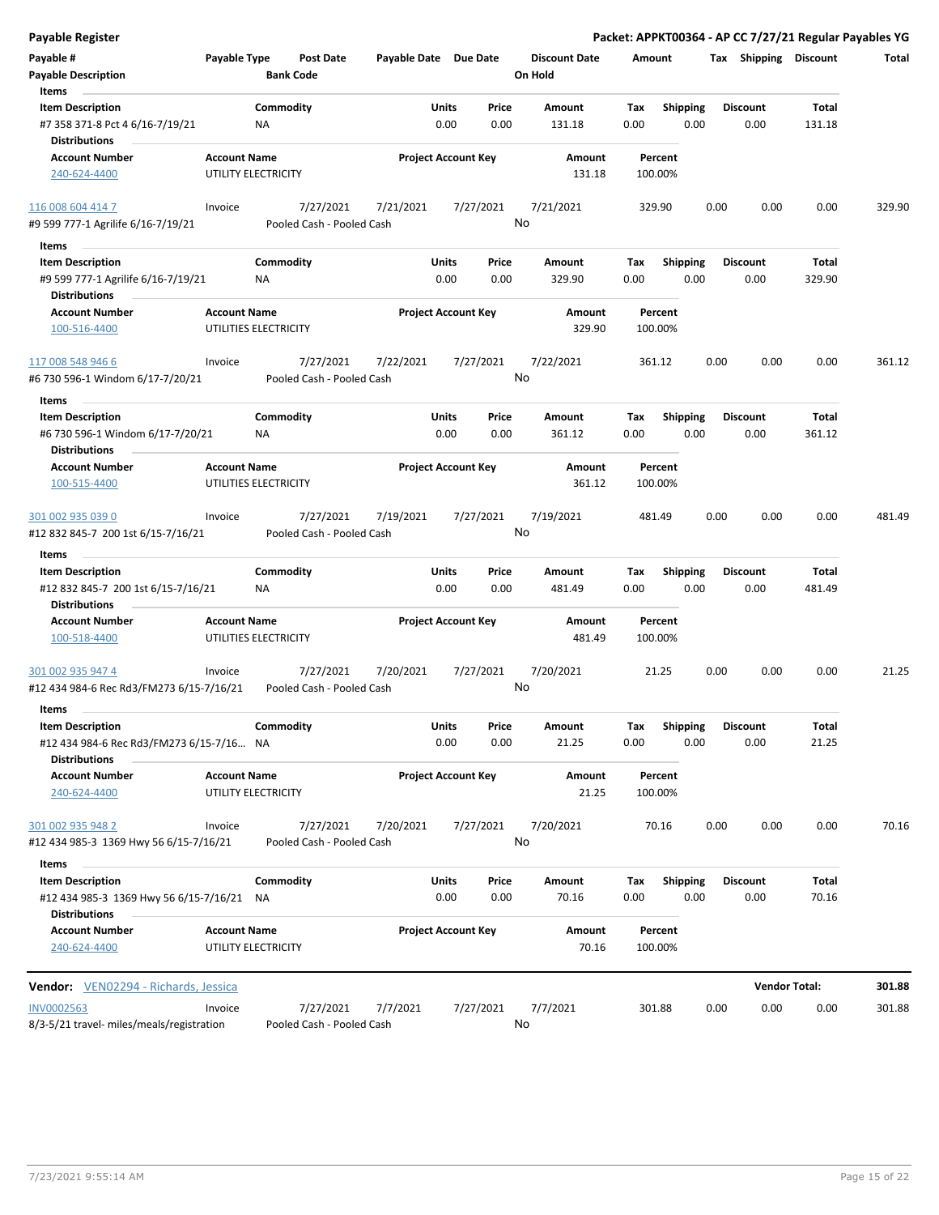# Payable Register

**Packet: APPKT00364 - AP CC 7/27/21 Regular Payables YG**

| Payable # | Payable Type | Post Date | Payable Date | Due Date | Discount Date | Amount | Tax | Shipping | Discount | Total |
|---|---|---|---|---|---|---|---|---|---|---|
| Payable Description | | Bank Code | | | On Hold | | | | | |

**Items**

| Item Description | Commodity | Units | Price | Amount | Tax | Shipping | Discount | Total |
|---|---|---|---|---|---|---|---|---|
| #7 358 371-8 Pct 4 6/16-7/19/21 | NA | 0.00 | 0.00 | 131.18 | 0.00 | 0.00 | 0.00 | 131.18 |

**Distributions**

| Account Number | Account Name | Project Account Key | Amount | Percent |
|---|---|---|---|---|
| 240-624-4400 | UTILITY ELECTRICITY | | 131.18 | 100.00% |

| Payable # | Payable Type | Post Date | Payable Date | Due Date | Discount Date | Amount | Tax | Shipping | Discount | Total |
|---|---|---|---|---|---|---|---|---|---|---|
| 116 008 604 414 7 | Invoice | 7/27/2021 | 7/21/2021 | 7/27/2021 | 7/21/2021 | 329.90 | 0.00 | 0.00 | 0.00 | 329.90 |
| #9 599 777-1 Agrilife 6/16-7/19/21 | | Pooled Cash - Pooled Cash | | | No | | | | | |

**Items**

| Item Description | Commodity | Units | Price | Amount | Tax | Shipping | Discount | Total |
|---|---|---|---|---|---|---|---|---|
| #9 599 777-1 Agrilife 6/16-7/19/21 | NA | 0.00 | 0.00 | 329.90 | 0.00 | 0.00 | 0.00 | 329.90 |

**Distributions**

| Account Number | Account Name | Project Account Key | Amount | Percent |
|---|---|---|---|---|
| 100-516-4400 | UTILITIES ELECTRICITY | | 329.90 | 100.00% |

| Payable # | Payable Type | Post Date | Payable Date | Due Date | Discount Date | Amount | Tax | Shipping | Discount | Total |
|---|---|---|---|---|---|---|---|---|---|---|
| 117 008 548 946 6 | Invoice | 7/27/2021 | 7/22/2021 | 7/27/2021 | 7/22/2021 | 361.12 | 0.00 | 0.00 | 0.00 | 361.12 |
| #6 730 596-1 Windom 6/17-7/20/21 | | Pooled Cash - Pooled Cash | | | No | | | | | |

**Items**

| Item Description | Commodity | Units | Price | Amount | Tax | Shipping | Discount | Total |
|---|---|---|---|---|---|---|---|---|
| #6 730 596-1 Windom 6/17-7/20/21 | NA | 0.00 | 0.00 | 361.12 | 0.00 | 0.00 | 0.00 | 361.12 |

**Distributions**

| Account Number | Account Name | Project Account Key | Amount | Percent |
|---|---|---|---|---|
| 100-515-4400 | UTILITIES ELECTRICITY | | 361.12 | 100.00% |

| Payable # | Payable Type | Post Date | Payable Date | Due Date | Discount Date | Amount | Tax | Shipping | Discount | Total |
|---|---|---|---|---|---|---|---|---|---|---|
| 301 002 935 039 0 | Invoice | 7/27/2021 | 7/19/2021 | 7/27/2021 | 7/19/2021 | 481.49 | 0.00 | 0.00 | 0.00 | 481.49 |
| #12 832 845-7 200 1st 6/15-7/16/21 | | Pooled Cash - Pooled Cash | | | No | | | | | |

**Items**

| Item Description | Commodity | Units | Price | Amount | Tax | Shipping | Discount | Total |
|---|---|---|---|---|---|---|---|---|
| #12 832 845-7 200 1st 6/15-7/16/21 | NA | 0.00 | 0.00 | 481.49 | 0.00 | 0.00 | 0.00 | 481.49 |

**Distributions**

| Account Number | Account Name | Project Account Key | Amount | Percent |
|---|---|---|---|---|
| 100-518-4400 | UTILITIES ELECTRICITY | | 481.49 | 100.00% |

| Payable # | Payable Type | Post Date | Payable Date | Due Date | Discount Date | Amount | Tax | Shipping | Discount | Total |
|---|---|---|---|---|---|---|---|---|---|---|
| 301 002 935 947 4 | Invoice | 7/27/2021 | 7/20/2021 | 7/27/2021 | 7/20/2021 | 21.25 | 0.00 | 0.00 | 0.00 | 21.25 |
| #12 434 984-6 Rec Rd3/FM273 6/15-7/16/21 | | Pooled Cash - Pooled Cash | | | No | | | | | |

**Items**

| Item Description | Commodity | Units | Price | Amount | Tax | Shipping | Discount | Total |
|---|---|---|---|---|---|---|---|---|
| #12 434 984-6 Rec Rd3/FM273 6/15-7/16... | NA | 0.00 | 0.00 | 21.25 | 0.00 | 0.00 | 0.00 | 21.25 |

**Distributions**

| Account Number | Account Name | Project Account Key | Amount | Percent |
|---|---|---|---|---|
| 240-624-4400 | UTILITY ELECTRICITY | | 21.25 | 100.00% |

| Payable # | Payable Type | Post Date | Payable Date | Due Date | Discount Date | Amount | Tax | Shipping | Discount | Total |
|---|---|---|---|---|---|---|---|---|---|---|
| 301 002 935 948 2 | Invoice | 7/27/2021 | 7/20/2021 | 7/27/2021 | 7/20/2021 | 70.16 | 0.00 | 0.00 | 0.00 | 70.16 |
| #12 434 985-3 1369 Hwy 56 6/15-7/16/21 | | Pooled Cash - Pooled Cash | | | No | | | | | |

**Items**

| Item Description | Commodity | Units | Price | Amount | Tax | Shipping | Discount | Total |
|---|---|---|---|---|---|---|---|---|
| #12 434 985-3 1369 Hwy 56 6/15-7/16/21 | NA | 0.00 | 0.00 | 70.16 | 0.00 | 0.00 | 0.00 | 70.16 |

**Distributions**

| Account Number | Account Name | Project Account Key | Amount | Percent |
|---|---|---|---|---|
| 240-624-4400 | UTILITY ELECTRICITY | | 70.16 | 100.00% |

**Vendor:** VEN02294 - Richards, Jessica — **Vendor Total: 301.88**

| Payable # | Payable Type | Post Date | Payable Date | Due Date | Discount Date | Amount | Tax | Shipping | Discount | Total |
|---|---|---|---|---|---|---|---|---|---|---|
| INV0002563 | Invoice | 7/27/2021 | 7/7/2021 | 7/27/2021 | 7/7/2021 | 301.88 | 0.00 | 0.00 | 0.00 | 301.88 |
| 8/3-5/21 travel- miles/meals/registration | | Pooled Cash - Pooled Cash | | | No | | | | | |

7/23/2021 9:55:14 AM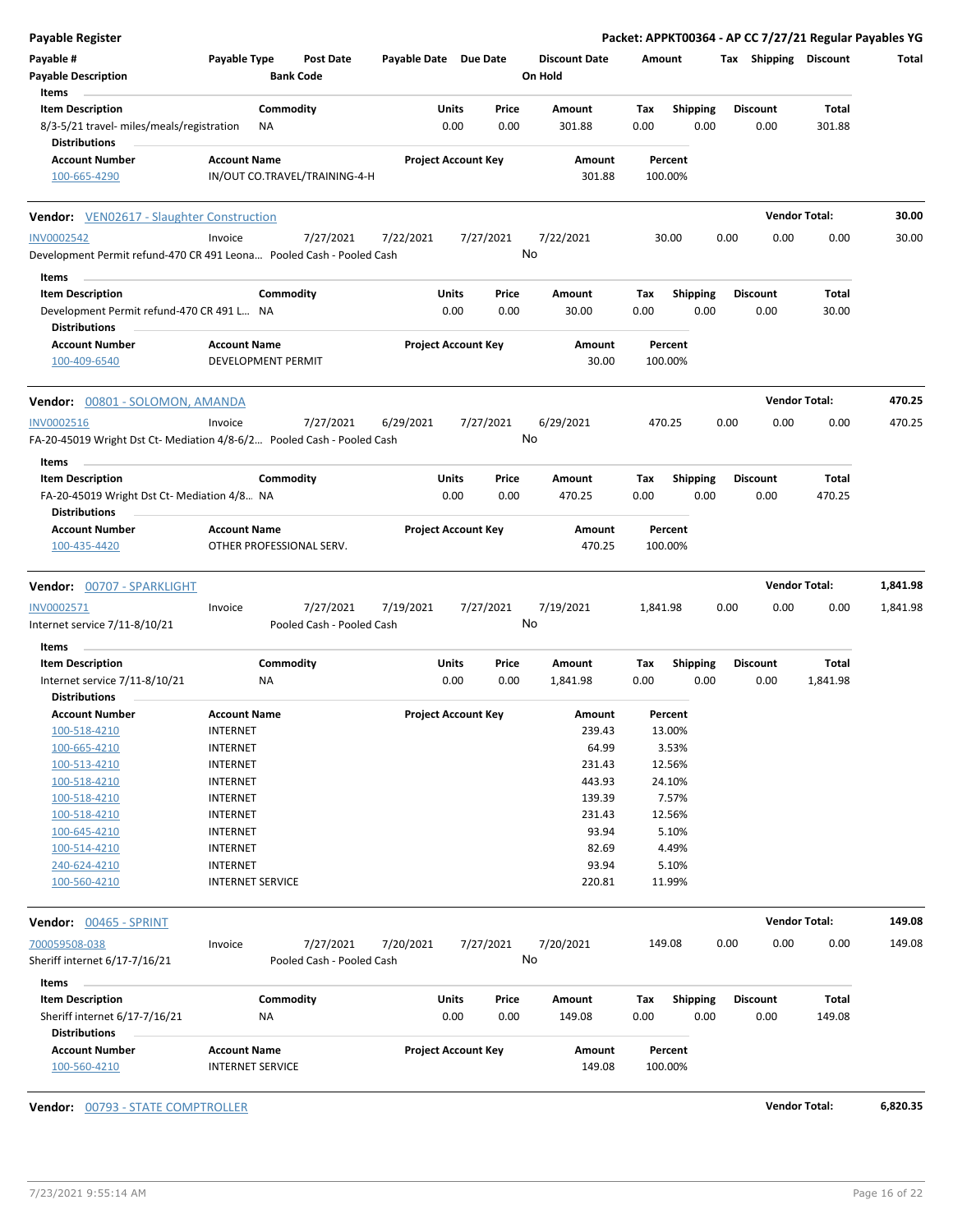**Payable Register** — Packet: APPKT00364 - AP CC 7/27/21 Regular Payables YG

| Payable # | Payable Type | Post Date | Payable Date | Due Date | Discount Date | Amount | Tax | Shipping | Discount | Total |
|---|---|---|---|---|---|---|---|---|---|---|
| Payable Description | | Bank Code | | | On Hold | | | | | |

Items

| Item Description | Commodity | Units | Price | Amount | Tax | Shipping | Discount | Total |
|---|---|---|---|---|---|---|---|---|
| 8/3-5/21 travel- miles/meals/registration | NA | 0.00 | 0.00 | 301.88 | 0.00 | 0.00 | 0.00 | 301.88 |

Distributions

| Account Number | Account Name | Project Account Key | Amount | Percent |
|---|---|---|---|---|
| 100-665-4290 | IN/OUT CO.TRAVEL/TRAINING-4-H | | 301.88 | 100.00% |

**Vendor: VEN02617 - Slaughter Construction** — Vendor Total: **30.00**

| Payable # | Payable Type | Post Date | Payable Date | Due Date | Discount Date | Amount | Tax | Shipping | Discount | Total |
|---|---|---|---|---|---|---|---|---|---|---|
| INV0002542 | Invoice | 7/27/2021 | 7/22/2021 | 7/27/2021 | 7/22/2021 | 30.00 | 0.00 | 0.00 | 0.00 | 30.00 |
| Development Permit refund-470 CR 491 Leona… | | Pooled Cash - Pooled Cash | | | No | | | | | |

Items

| Item Description | Commodity | Units | Price | Amount | Tax | Shipping | Discount | Total |
|---|---|---|---|---|---|---|---|---|
| Development Permit refund-470 CR 491 L… | NA | 0.00 | 0.00 | 30.00 | 0.00 | 0.00 | 0.00 | 30.00 |

Distributions

| Account Number | Account Name | Project Account Key | Amount | Percent |
|---|---|---|---|---|
| 100-409-6540 | DEVELOPMENT PERMIT | | 30.00 | 100.00% |

**Vendor: 00801 - SOLOMON, AMANDA** — Vendor Total: **470.25**

| Payable # | Payable Type | Post Date | Payable Date | Due Date | Discount Date | Amount | Tax | Shipping | Discount | Total |
|---|---|---|---|---|---|---|---|---|---|---|
| INV0002516 | Invoice | 7/27/2021 | 6/29/2021 | 7/27/2021 | 6/29/2021 | 470.25 | 0.00 | 0.00 | 0.00 | 470.25 |
| FA-20-45019 Wright Dst Ct- Mediation 4/8-6/2… | | Pooled Cash - Pooled Cash | | | No | | | | | |

Items

| Item Description | Commodity | Units | Price | Amount | Tax | Shipping | Discount | Total |
|---|---|---|---|---|---|---|---|---|
| FA-20-45019 Wright Dst Ct- Mediation 4/8… | NA | 0.00 | 0.00 | 470.25 | 0.00 | 0.00 | 0.00 | 470.25 |

Distributions

| Account Number | Account Name | Project Account Key | Amount | Percent |
|---|---|---|---|---|
| 100-435-4420 | OTHER PROFESSIONAL SERV. | | 470.25 | 100.00% |

**Vendor: 00707 - SPARKLIGHT** — Vendor Total: **1,841.98**

| Payable # | Payable Type | Post Date | Payable Date | Due Date | Discount Date | Amount | Tax | Shipping | Discount | Total |
|---|---|---|---|---|---|---|---|---|---|---|
| INV0002571 | Invoice | 7/27/2021 | 7/19/2021 | 7/27/2021 | 7/19/2021 | 1,841.98 | 0.00 | 0.00 | 0.00 | 1,841.98 |
| Internet service 7/11-8/10/21 | | Pooled Cash - Pooled Cash | | | No | | | | | |

Items

| Item Description | Commodity | Units | Price | Amount | Tax | Shipping | Discount | Total |
|---|---|---|---|---|---|---|---|---|
| Internet service 7/11-8/10/21 | NA | 0.00 | 0.00 | 1,841.98 | 0.00 | 0.00 | 0.00 | 1,841.98 |

Distributions

| Account Number | Account Name | Project Account Key | Amount | Percent |
|---|---|---|---|---|
| 100-518-4210 | INTERNET | | 239.43 | 13.00% |
| 100-665-4210 | INTERNET | | 64.99 | 3.53% |
| 100-513-4210 | INTERNET | | 231.43 | 12.56% |
| 100-518-4210 | INTERNET | | 443.93 | 24.10% |
| 100-518-4210 | INTERNET | | 139.39 | 7.57% |
| 100-518-4210 | INTERNET | | 231.43 | 12.56% |
| 100-645-4210 | INTERNET | | 93.94 | 5.10% |
| 100-514-4210 | INTERNET | | 82.69 | 4.49% |
| 240-624-4210 | INTERNET | | 93.94 | 5.10% |
| 100-560-4210 | INTERNET SERVICE | | 220.81 | 11.99% |

**Vendor: 00465 - SPRINT** — Vendor Total: **149.08**

| Payable # | Payable Type | Post Date | Payable Date | Due Date | Discount Date | Amount | Tax | Shipping | Discount | Total |
|---|---|---|---|---|---|---|---|---|---|---|
| 700059508-038 | Invoice | 7/27/2021 | 7/20/2021 | 7/27/2021 | 7/20/2021 | 149.08 | 0.00 | 0.00 | 0.00 | 149.08 |
| Sheriff internet 6/17-7/16/21 | | Pooled Cash - Pooled Cash | | | No | | | | | |

Items

| Item Description | Commodity | Units | Price | Amount | Tax | Shipping | Discount | Total |
|---|---|---|---|---|---|---|---|---|
| Sheriff internet 6/17-7/16/21 | NA | 0.00 | 0.00 | 149.08 | 0.00 | 0.00 | 0.00 | 149.08 |

Distributions

| Account Number | Account Name | Project Account Key | Amount | Percent |
|---|---|---|---|---|
| 100-560-4210 | INTERNET SERVICE | | 149.08 | 100.00% |

**Vendor: 00793 - STATE COMPTROLLER** — Vendor Total: **6,820.35**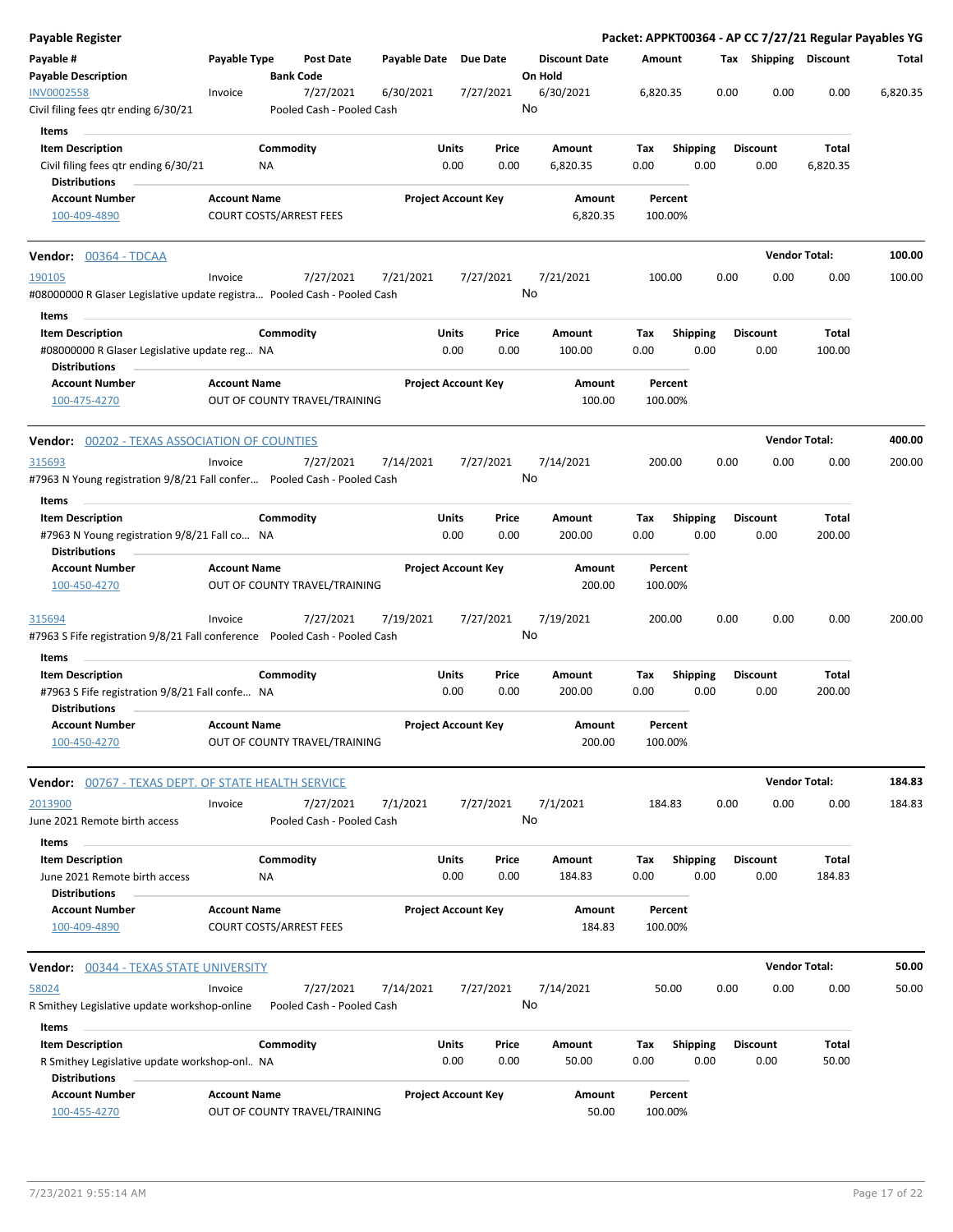**Payable Register** — **Packet: APPKT00364 - AP CC 7/27/21 Regular Payables YG**

| Payable # | Payable Type | Post Date | Payable Date | Due Date | Discount Date | Amount | Tax | Shipping | Discount | Total |
|---|---|---|---|---|---|---|---|---|---|---|
| **Payable Description** | | **Bank Code** | | | **On Hold** | | | | | |
| INV0002558 | Invoice | 7/27/2021 | 6/30/2021 | 7/27/2021 | 6/30/2021 | 6,820.35 | 0.00 | 0.00 | 0.00 | 6,820.35 |
| Civil filing fees qtr ending 6/30/21 | | Pooled Cash - Pooled Cash | | | No | | | | | |

**Items**

| Item Description | Commodity | Units | Price | Amount | Tax | Shipping | Discount | Total |
|---|---|---|---|---|---|---|---|---|
| Civil filing fees qtr ending 6/30/21 | NA | 0.00 | 0.00 | 6,820.35 | 0.00 | 0.00 | 0.00 | 6,820.35 |

**Distributions**

| Account Number | Account Name | Project Account Key | Amount | Percent |
|---|---|---|---|---|
| 100-409-4890 | COURT COSTS/ARREST FEES | | 6,820.35 | 100.00% |

**Vendor: 00364 - TDCAA** — **Vendor Total: 100.00**

| Payable # | Payable Type | Post Date | Payable Date | Due Date | Discount Date | Amount | Tax | Shipping | Discount | Total |
|---|---|---|---|---|---|---|---|---|---|---|
| 190105 | Invoice | 7/27/2021 | 7/21/2021 | 7/27/2021 | 7/21/2021 | 100.00 | 0.00 | 0.00 | 0.00 | 100.00 |
| #08000000 R Glaser Legislative update registra… | | Pooled Cash - Pooled Cash | | | No | | | | | |

**Items**

| Item Description | Commodity | Units | Price | Amount | Tax | Shipping | Discount | Total |
|---|---|---|---|---|---|---|---|---|
| #08000000 R Glaser Legislative update reg… | NA | 0.00 | 0.00 | 100.00 | 0.00 | 0.00 | 0.00 | 100.00 |

**Distributions**

| Account Number | Account Name | Project Account Key | Amount | Percent |
|---|---|---|---|---|
| 100-475-4270 | OUT OF COUNTY TRAVEL/TRAINING | | 100.00 | 100.00% |

**Vendor: 00202 - TEXAS ASSOCIATION OF COUNTIES** — **Vendor Total: 400.00**

| Payable # | Payable Type | Post Date | Payable Date | Due Date | Discount Date | Amount | Tax | Shipping | Discount | Total |
|---|---|---|---|---|---|---|---|---|---|---|
| 315693 | Invoice | 7/27/2021 | 7/14/2021 | 7/27/2021 | 7/14/2021 | 200.00 | 0.00 | 0.00 | 0.00 | 200.00 |
| #7963 N Young registration 9/8/21 Fall confer… | | Pooled Cash - Pooled Cash | | | No | | | | | |

**Items**

| Item Description | Commodity | Units | Price | Amount | Tax | Shipping | Discount | Total |
|---|---|---|---|---|---|---|---|---|
| #7963 N Young registration 9/8/21 Fall co… | NA | 0.00 | 0.00 | 200.00 | 0.00 | 0.00 | 0.00 | 200.00 |

**Distributions**

| Account Number | Account Name | Project Account Key | Amount | Percent |
|---|---|---|---|---|
| 100-450-4270 | OUT OF COUNTY TRAVEL/TRAINING | | 200.00 | 100.00% |

| Payable # | Payable Type | Post Date | Payable Date | Due Date | Discount Date | Amount | Tax | Shipping | Discount | Total |
|---|---|---|---|---|---|---|---|---|---|---|
| 315694 | Invoice | 7/27/2021 | 7/19/2021 | 7/27/2021 | 7/19/2021 | 200.00 | 0.00 | 0.00 | 0.00 | 200.00 |
| #7963 S Fife registration 9/8/21 Fall conference | | Pooled Cash - Pooled Cash | | | No | | | | | |

**Items**

| Item Description | Commodity | Units | Price | Amount | Tax | Shipping | Discount | Total |
|---|---|---|---|---|---|---|---|---|
| #7963 S Fife registration 9/8/21 Fall confe… | NA | 0.00 | 0.00 | 200.00 | 0.00 | 0.00 | 0.00 | 200.00 |

**Distributions**

| Account Number | Account Name | Project Account Key | Amount | Percent |
|---|---|---|---|---|
| 100-450-4270 | OUT OF COUNTY TRAVEL/TRAINING | | 200.00 | 100.00% |

**Vendor: 00767 - TEXAS DEPT. OF STATE HEALTH SERVICE** — **Vendor Total: 184.83**

| Payable # | Payable Type | Post Date | Payable Date | Due Date | Discount Date | Amount | Tax | Shipping | Discount | Total |
|---|---|---|---|---|---|---|---|---|---|---|
| 2013900 | Invoice | 7/27/2021 | 7/1/2021 | 7/27/2021 | 7/1/2021 | 184.83 | 0.00 | 0.00 | 0.00 | 184.83 |
| June 2021 Remote birth access | | Pooled Cash - Pooled Cash | | | No | | | | | |

**Items**

| Item Description | Commodity | Units | Price | Amount | Tax | Shipping | Discount | Total |
|---|---|---|---|---|---|---|---|---|
| June 2021 Remote birth access | NA | 0.00 | 0.00 | 184.83 | 0.00 | 0.00 | 0.00 | 184.83 |

**Distributions**

| Account Number | Account Name | Project Account Key | Amount | Percent |
|---|---|---|---|---|
| 100-409-4890 | COURT COSTS/ARREST FEES | | 184.83 | 100.00% |

**Vendor: 00344 - TEXAS STATE UNIVERSITY** — **Vendor Total: 50.00**

| Payable # | Payable Type | Post Date | Payable Date | Due Date | Discount Date | Amount | Tax | Shipping | Discount | Total |
|---|---|---|---|---|---|---|---|---|---|---|
| 58024 | Invoice | 7/27/2021 | 7/14/2021 | 7/27/2021 | 7/14/2021 | 50.00 | 0.00 | 0.00 | 0.00 | 50.00 |
| R Smithey Legislative update workshop-online | | Pooled Cash - Pooled Cash | | | No | | | | | |

**Items**

| Item Description | Commodity | Units | Price | Amount | Tax | Shipping | Discount | Total |
|---|---|---|---|---|---|---|---|---|
| R Smithey Legislative update workshop-onl.. | NA | 0.00 | 0.00 | 50.00 | 0.00 | 0.00 | 0.00 | 50.00 |

**Distributions**

| Account Number | Account Name | Project Account Key | Amount | Percent |
|---|---|---|---|---|
| 100-455-4270 | OUT OF COUNTY TRAVEL/TRAINING | | 50.00 | 100.00% |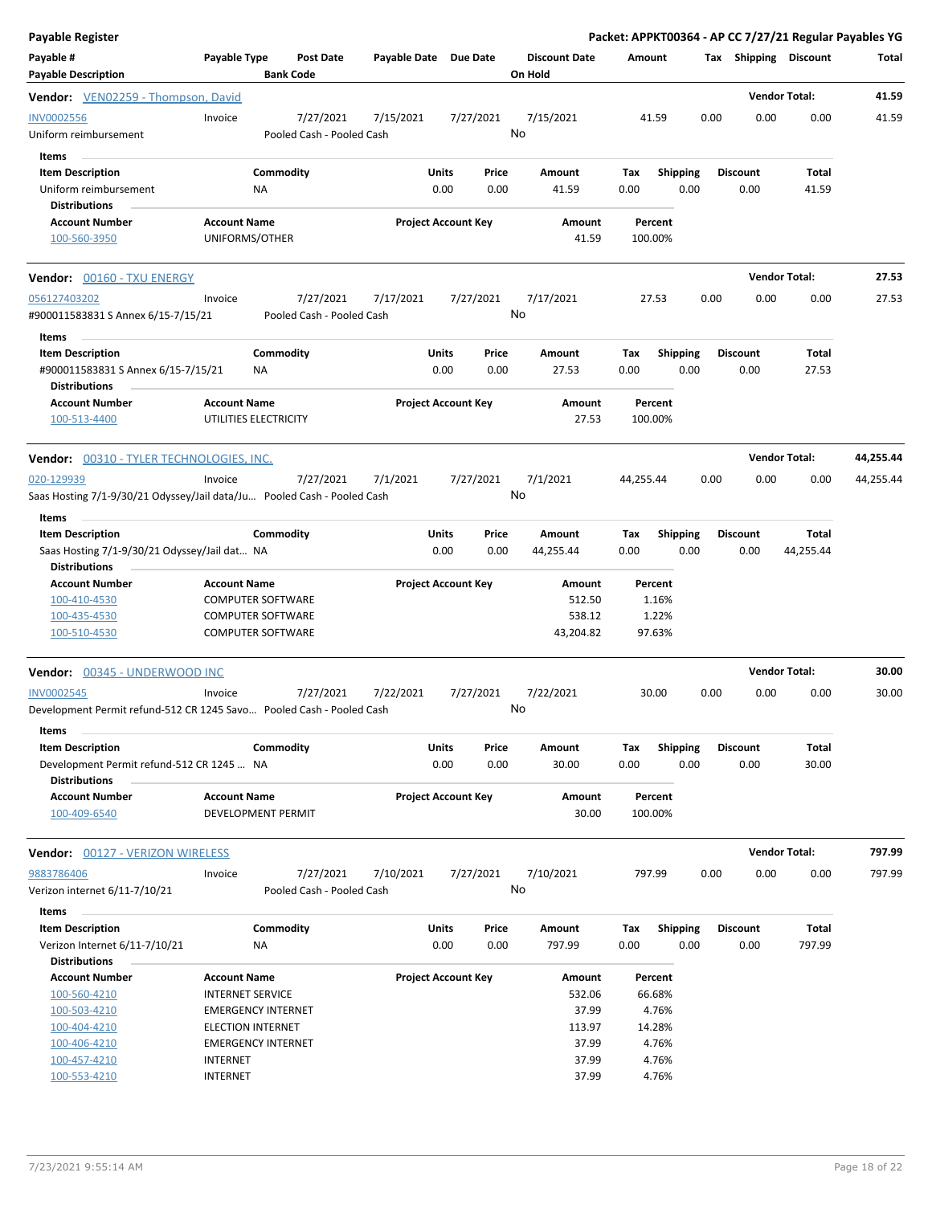**Payable Register** — **Packet: APPKT00364 - AP CC 7/27/21 Regular Payables YG**

| Payable # | Payable Type | Post Date | Payable Date | Due Date | Discount Date | Amount | Tax | Shipping | Discount | Total |
|---|---|---|---|---|---|---|---|---|---|---|
| Payable Description | | Bank Code | | | On Hold | | | | | |

## Vendor: VEN02259 - Thompson, David

**Vendor Total: 41.59**

| Payable # | Payable Type | Post Date | Payable Date | Due Date | Discount Date | Amount | Tax | Shipping | Discount | Total |
|---|---|---|---|---|---|---|---|---|---|---|
| INV0002556 | Invoice | 7/27/2021 | 7/15/2021 | 7/27/2021 | 7/15/2021 | 41.59 | 0.00 | 0.00 | 0.00 | 41.59 |
| Uniform reimbursement | | Pooled Cash - Pooled Cash | | | No | | | | | |

**Items**

| Item Description | Commodity | Units | Price | Amount | Tax | Shipping | Discount | Total |
|---|---|---|---|---|---|---|---|---|
| Uniform reimbursement | NA | 0.00 | 0.00 | 41.59 | 0.00 | 0.00 | 0.00 | 41.59 |

**Distributions**

| Account Number | Account Name | Project Account Key | Amount | Percent |
|---|---|---|---|---|
| 100-560-3950 | UNIFORMS/OTHER | | 41.59 | 100.00% |

## Vendor: 00160 - TXU ENERGY

**Vendor Total: 27.53**

| Payable # | Payable Type | Post Date | Payable Date | Due Date | Discount Date | Amount | Tax | Shipping | Discount | Total |
|---|---|---|---|---|---|---|---|---|---|---|
| 056127403202 | Invoice | 7/27/2021 | 7/17/2021 | 7/27/2021 | 7/17/2021 | 27.53 | 0.00 | 0.00 | 0.00 | 27.53 |
| #900011583831 S Annex 6/15-7/15/21 | | Pooled Cash - Pooled Cash | | | No | | | | | |

**Items**

| Item Description | Commodity | Units | Price | Amount | Tax | Shipping | Discount | Total |
|---|---|---|---|---|---|---|---|---|
| #900011583831 S Annex 6/15-7/15/21 | NA | 0.00 | 0.00 | 27.53 | 0.00 | 0.00 | 0.00 | 27.53 |

**Distributions**

| Account Number | Account Name | Project Account Key | Amount | Percent |
|---|---|---|---|---|
| 100-513-4400 | UTILITIES ELECTRICITY | | 27.53 | 100.00% |

## Vendor: 00310 - TYLER TECHNOLOGIES, INC.

**Vendor Total: 44,255.44**

| Payable # | Payable Type | Post Date | Payable Date | Due Date | Discount Date | Amount | Tax | Shipping | Discount | Total |
|---|---|---|---|---|---|---|---|---|---|---|
| 020-129939 | Invoice | 7/27/2021 | 7/1/2021 | 7/27/2021 | 7/1/2021 | 44,255.44 | 0.00 | 0.00 | 0.00 | 44,255.44 |
| Saas Hosting 7/1-9/30/21 Odyssey/Jail data/Ju... | | Pooled Cash - Pooled Cash | | | No | | | | | |

**Items**

| Item Description | Commodity | Units | Price | Amount | Tax | Shipping | Discount | Total |
|---|---|---|---|---|---|---|---|---|
| Saas Hosting 7/1-9/30/21 Odyssey/Jail dat... | NA | 0.00 | 0.00 | 44,255.44 | 0.00 | 0.00 | 0.00 | 44,255.44 |

**Distributions**

| Account Number | Account Name | Project Account Key | Amount | Percent |
|---|---|---|---|---|
| 100-410-4530 | COMPUTER SOFTWARE | | 512.50 | 1.16% |
| 100-435-4530 | COMPUTER SOFTWARE | | 538.12 | 1.22% |
| 100-510-4530 | COMPUTER SOFTWARE | | 43,204.82 | 97.63% |

## Vendor: 00345 - UNDERWOOD INC

**Vendor Total: 30.00**

| Payable # | Payable Type | Post Date | Payable Date | Due Date | Discount Date | Amount | Tax | Shipping | Discount | Total |
|---|---|---|---|---|---|---|---|---|---|---|
| INV0002545 | Invoice | 7/27/2021 | 7/22/2021 | 7/27/2021 | 7/22/2021 | 30.00 | 0.00 | 0.00 | 0.00 | 30.00 |
| Development Permit refund-512 CR 1245 Savo... | | Pooled Cash - Pooled Cash | | | No | | | | | |

**Items**

| Item Description | Commodity | Units | Price | Amount | Tax | Shipping | Discount | Total |
|---|---|---|---|---|---|---|---|---|
| Development Permit refund-512 CR 1245 ... | NA | 0.00 | 0.00 | 30.00 | 0.00 | 0.00 | 0.00 | 30.00 |

**Distributions**

| Account Number | Account Name | Project Account Key | Amount | Percent |
|---|---|---|---|---|
| 100-409-6540 | DEVELOPMENT PERMIT | | 30.00 | 100.00% |

## Vendor: 00127 - VERIZON WIRELESS

**Vendor Total: 797.99**

| Payable # | Payable Type | Post Date | Payable Date | Due Date | Discount Date | Amount | Tax | Shipping | Discount | Total |
|---|---|---|---|---|---|---|---|---|---|---|
| 9883786406 | Invoice | 7/27/2021 | 7/10/2021 | 7/27/2021 | 7/10/2021 | 797.99 | 0.00 | 0.00 | 0.00 | 797.99 |
| Verizon internet 6/11-7/10/21 | | Pooled Cash - Pooled Cash | | | No | | | | | |

**Items**

| Item Description | Commodity | Units | Price | Amount | Tax | Shipping | Discount | Total |
|---|---|---|---|---|---|---|---|---|
| Verizon Internet 6/11-7/10/21 | NA | 0.00 | 0.00 | 797.99 | 0.00 | 0.00 | 0.00 | 797.99 |

**Distributions**

| Account Number | Account Name | Project Account Key | Amount | Percent |
|---|---|---|---|---|
| 100-560-4210 | INTERNET SERVICE | | 532.06 | 66.68% |
| 100-503-4210 | EMERGENCY INTERNET | | 37.99 | 4.76% |
| 100-404-4210 | ELECTION INTERNET | | 113.97 | 14.28% |
| 100-406-4210 | EMERGENCY INTERNET | | 37.99 | 4.76% |
| 100-457-4210 | INTERNET | | 37.99 | 4.76% |
| 100-553-4210 | INTERNET | | 37.99 | 4.76% |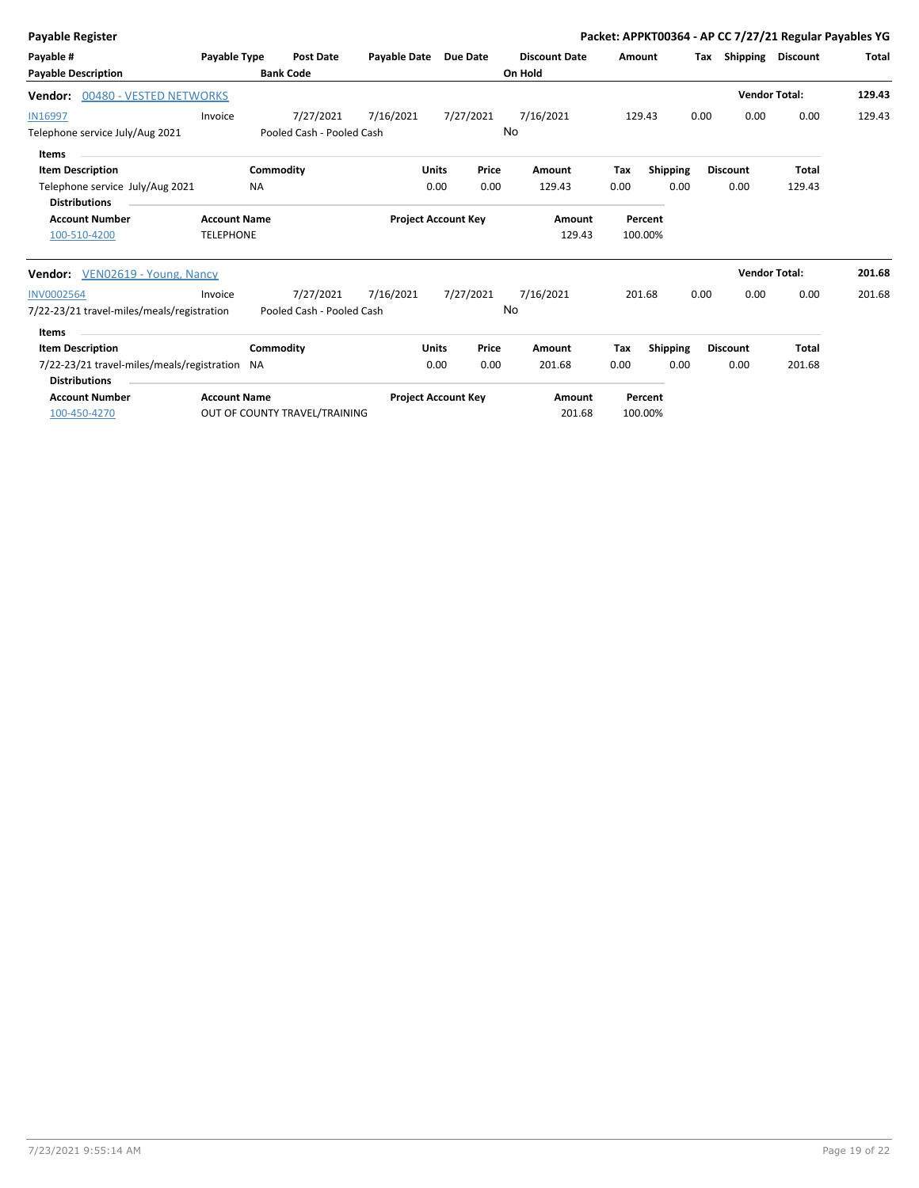**Payable Register** — **Packet: APPKT00364 - AP CC 7/27/21 Regular Payables YG**

| Payable # | Payable Type | Post Date | Payable Date | Due Date | Discount Date | Amount | Tax | Shipping | Discount | Total |
|---|---|---|---|---|---|---|---|---|---|---|
| **Payable Description** | | **Bank Code** | | | **On Hold** | | | | | |

**Vendor: 00480 - VESTED NETWORKS** — **Vendor Total: 129.43**

| Payable # | Payable Type | Post Date | Payable Date | Due Date | Discount Date | Amount | Tax | Shipping | Discount | Total |
|---|---|---|---|---|---|---|---|---|---|---|
| IN16997 | Invoice | 7/27/2021 | 7/16/2021 | 7/27/2021 | 7/16/2021 | 129.43 | 0.00 | 0.00 | 0.00 | 129.43 |
| Telephone service July/Aug 2021 | | Pooled Cash - Pooled Cash | | | No | | | | | |

**Items**

| Item Description | Commodity | Units | Price | Amount | Tax | Shipping | Discount | Total |
|---|---|---|---|---|---|---|---|---|
| Telephone service July/Aug 2021 | NA | 0.00 | 0.00 | 129.43 | 0.00 | 0.00 | 0.00 | 129.43 |

**Distributions**

| Account Number | Account Name | Project Account Key | Amount | Percent |
|---|---|---|---|---|
| 100-510-4200 | TELEPHONE | | 129.43 | 100.00% |

**Vendor: VEN02619 - Young, Nancy** — **Vendor Total: 201.68**

| Payable # | Payable Type | Post Date | Payable Date | Due Date | Discount Date | Amount | Tax | Shipping | Discount | Total |
|---|---|---|---|---|---|---|---|---|---|---|
| INV0002564 | Invoice | 7/27/2021 | 7/16/2021 | 7/27/2021 | 7/16/2021 | 201.68 | 0.00 | 0.00 | 0.00 | 201.68 |
| 7/22-23/21 travel-miles/meals/registration | | Pooled Cash - Pooled Cash | | | No | | | | | |

**Items**

| Item Description | Commodity | Units | Price | Amount | Tax | Shipping | Discount | Total |
|---|---|---|---|---|---|---|---|---|
| 7/22-23/21 travel-miles/meals/registration | NA | 0.00 | 0.00 | 201.68 | 0.00 | 0.00 | 0.00 | 201.68 |

**Distributions**

| Account Number | Account Name | Project Account Key | Amount | Percent |
|---|---|---|---|---|
| 100-450-4270 | OUT OF COUNTY TRAVEL/TRAINING | | 201.68 | 100.00% |

7/23/2021 9:55:14 AM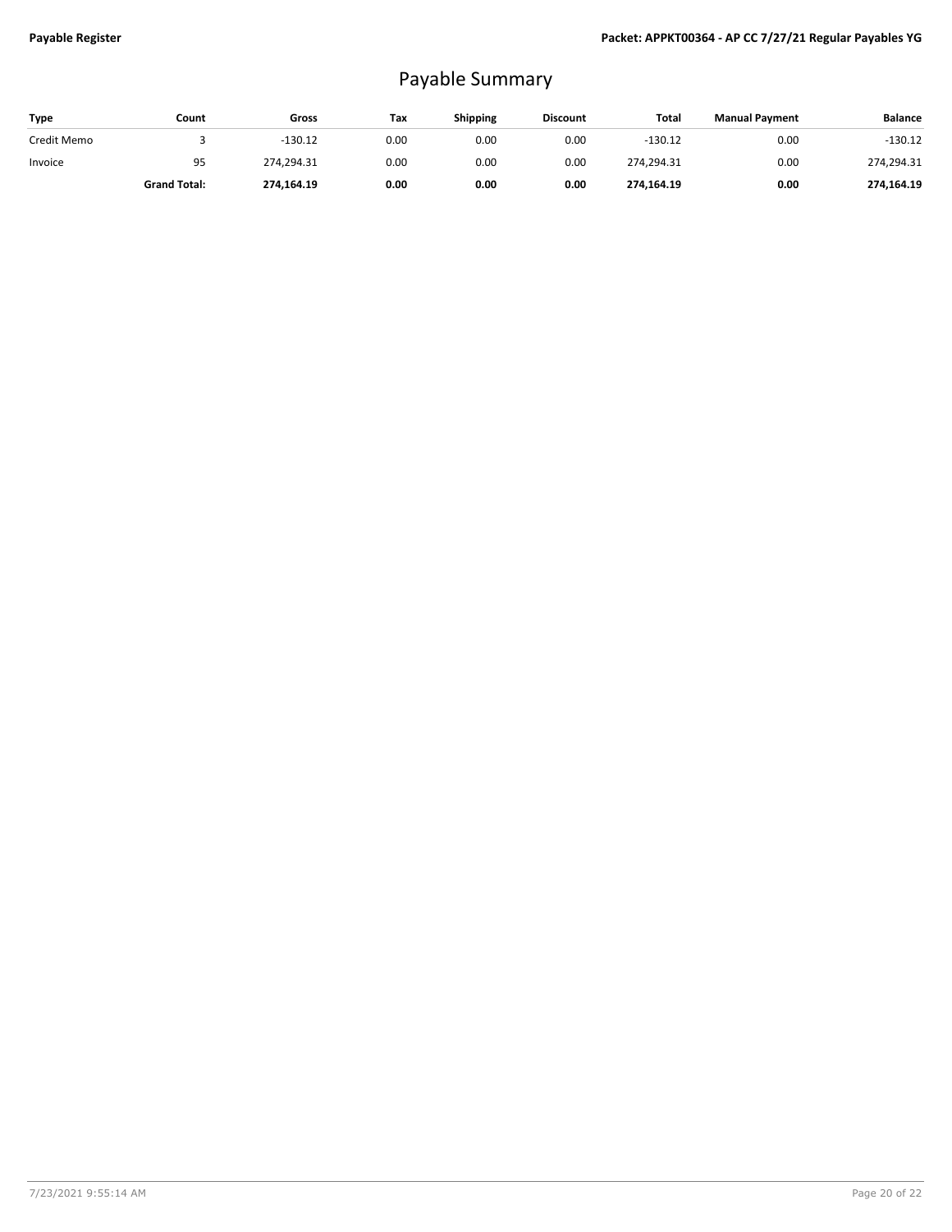# Payable Summary

| Type | Count | Gross | Tax | Shipping | Discount | Total | Manual Payment | Balance |
|---|---|---|---|---|---|---|---|---|
| Credit Memo | 3 | -130.12 | 0.00 | 0.00 | 0.00 | -130.12 | 0.00 | -130.12 |
| Invoice | 95 | 274,294.31 | 0.00 | 0.00 | 0.00 | 274,294.31 | 0.00 | 274,294.31 |
| | **Grand Total:** | **274,164.19** | **0.00** | **0.00** | **0.00** | **274,164.19** | **0.00** | **274,164.19** |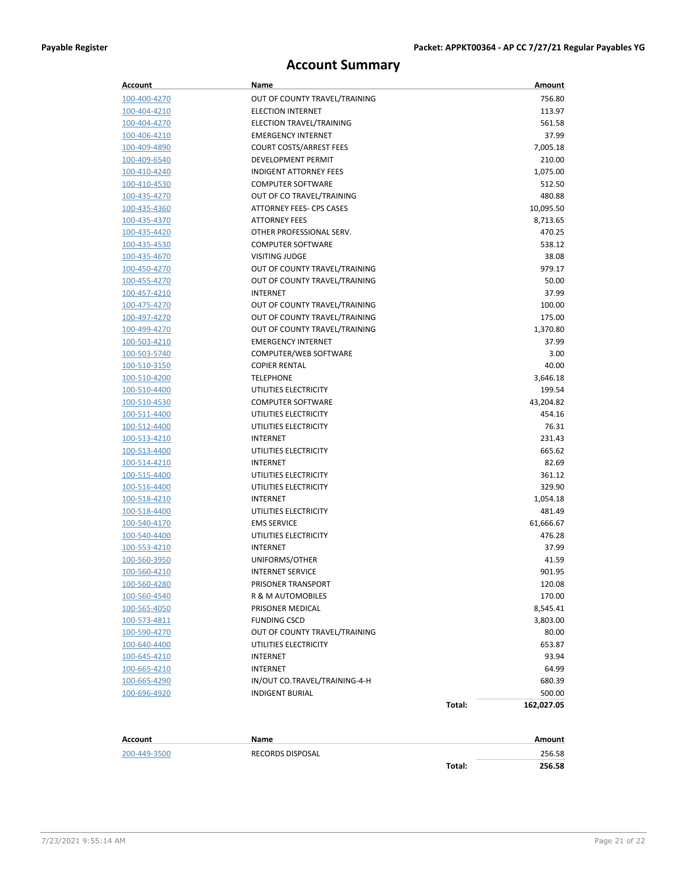# Account Summary

| Account | Name | | Amount |
|---|---|---|---|
| 100-400-4270 | OUT OF COUNTY TRAVEL/TRAINING | | 756.80 |
| 100-404-4210 | ELECTION INTERNET | | 113.97 |
| 100-404-4270 | ELECTION TRAVEL/TRAINING | | 561.58 |
| 100-406-4210 | EMERGENCY INTERNET | | 37.99 |
| 100-409-4890 | COURT COSTS/ARREST FEES | | 7,005.18 |
| 100-409-6540 | DEVELOPMENT PERMIT | | 210.00 |
| 100-410-4240 | INDIGENT ATTORNEY FEES | | 1,075.00 |
| 100-410-4530 | COMPUTER SOFTWARE | | 512.50 |
| 100-435-4270 | OUT OF CO TRAVEL/TRAINING | | 480.88 |
| 100-435-4360 | ATTORNEY FEES- CPS CASES | | 10,095.50 |
| 100-435-4370 | ATTORNEY FEES | | 8,713.65 |
| 100-435-4420 | OTHER PROFESSIONAL SERV. | | 470.25 |
| 100-435-4530 | COMPUTER SOFTWARE | | 538.12 |
| 100-435-4670 | VISITING JUDGE | | 38.08 |
| 100-450-4270 | OUT OF COUNTY TRAVEL/TRAINING | | 979.17 |
| 100-455-4270 | OUT OF COUNTY TRAVEL/TRAINING | | 50.00 |
| 100-457-4210 | INTERNET | | 37.99 |
| 100-475-4270 | OUT OF COUNTY TRAVEL/TRAINING | | 100.00 |
| 100-497-4270 | OUT OF COUNTY TRAVEL/TRAINING | | 175.00 |
| 100-499-4270 | OUT OF COUNTY TRAVEL/TRAINING | | 1,370.80 |
| 100-503-4210 | EMERGENCY INTERNET | | 37.99 |
| 100-503-5740 | COMPUTER/WEB SOFTWARE | | 3.00 |
| 100-510-3150 | COPIER RENTAL | | 40.00 |
| 100-510-4200 | TELEPHONE | | 3,646.18 |
| 100-510-4400 | UTILITIES ELECTRICITY | | 199.54 |
| 100-510-4530 | COMPUTER SOFTWARE | | 43,204.82 |
| 100-511-4400 | UTILITIES ELECTRICITY | | 454.16 |
| 100-512-4400 | UTILITIES ELECTRICITY | | 76.31 |
| 100-513-4210 | INTERNET | | 231.43 |
| 100-513-4400 | UTILITIES ELECTRICITY | | 665.62 |
| 100-514-4210 | INTERNET | | 82.69 |
| 100-515-4400 | UTILITIES ELECTRICITY | | 361.12 |
| 100-516-4400 | UTILITIES ELECTRICITY | | 329.90 |
| 100-518-4210 | INTERNET | | 1,054.18 |
| 100-518-4400 | UTILITIES ELECTRICITY | | 481.49 |
| 100-540-4170 | EMS SERVICE | | 61,666.67 |
| 100-540-4400 | UTILITIES ELECTRICITY | | 476.28 |
| 100-553-4210 | INTERNET | | 37.99 |
| 100-560-3950 | UNIFORMS/OTHER | | 41.59 |
| 100-560-4210 | INTERNET SERVICE | | 901.95 |
| 100-560-4280 | PRISONER TRANSPORT | | 120.08 |
| 100-560-4540 | R & M AUTOMOBILES | | 170.00 |
| 100-565-4050 | PRISONER MEDICAL | | 8,545.41 |
| 100-573-4811 | FUNDING CSCD | | 3,803.00 |
| 100-590-4270 | OUT OF COUNTY TRAVEL/TRAINING | | 80.00 |
| 100-640-4400 | UTILITIES ELECTRICITY | | 653.87 |
| 100-645-4210 | INTERNET | | 93.94 |
| 100-665-4210 | INTERNET | | 64.99 |
| 100-665-4290 | IN/OUT CO.TRAVEL/TRAINING-4-H | | 680.39 |
| 100-696-4920 | INDIGENT BURIAL | | 500.00 |
| | | **Total:** | **162,027.05** |

| Account | Name | | Amount |
|---|---|---|---|
| 200-449-3500 | RECORDS DISPOSAL | | 256.58 |
| | | **Total:** | **256.58** |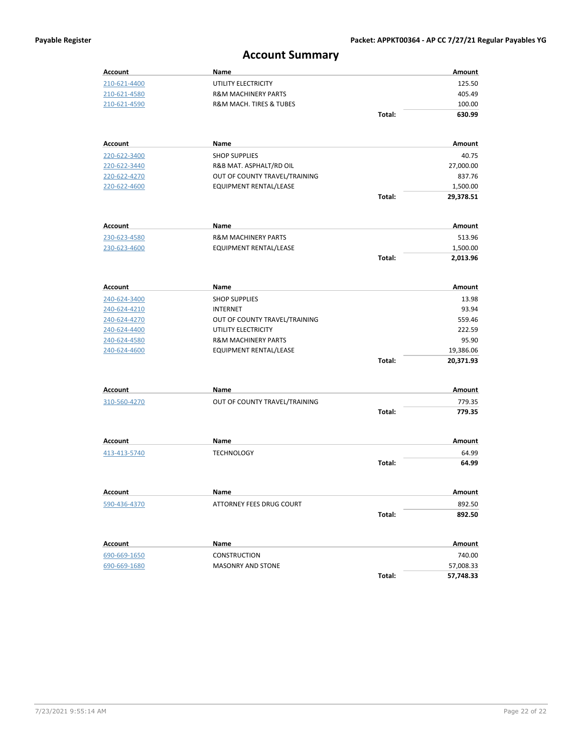# Account Summary

| Account | Name | | Amount |
|---|---|---|---|
| 210-621-4400 | UTILITY ELECTRICITY | | 125.50 |
| 210-621-4580 | R&M MACHINERY PARTS | | 405.49 |
| 210-621-4590 | R&M MACH. TIRES & TUBES | | 100.00 |
| | | **Total:** | **630.99** |

| Account | Name | | Amount |
|---|---|---|---|
| 220-622-3400 | SHOP SUPPLIES | | 40.75 |
| 220-622-3440 | R&B MAT. ASPHALT/RD OIL | | 27,000.00 |
| 220-622-4270 | OUT OF COUNTY TRAVEL/TRAINING | | 837.76 |
| 220-622-4600 | EQUIPMENT RENTAL/LEASE | | 1,500.00 |
| | | **Total:** | **29,378.51** |

| Account | Name | | Amount |
|---|---|---|---|
| 230-623-4580 | R&M MACHINERY PARTS | | 513.96 |
| 230-623-4600 | EQUIPMENT RENTAL/LEASE | | 1,500.00 |
| | | **Total:** | **2,013.96** |

| Account | Name | | Amount |
|---|---|---|---|
| 240-624-3400 | SHOP SUPPLIES | | 13.98 |
| 240-624-4210 | INTERNET | | 93.94 |
| 240-624-4270 | OUT OF COUNTY TRAVEL/TRAINING | | 559.46 |
| 240-624-4400 | UTILITY ELECTRICITY | | 222.59 |
| 240-624-4580 | R&M MACHINERY PARTS | | 95.90 |
| 240-624-4600 | EQUIPMENT RENTAL/LEASE | | 19,386.06 |
| | | **Total:** | **20,371.93** |

| Account | Name | | Amount |
|---|---|---|---|
| 310-560-4270 | OUT OF COUNTY TRAVEL/TRAINING | | 779.35 |
| | | **Total:** | **779.35** |

| Account | Name | | Amount |
|---|---|---|---|
| 413-413-5740 | TECHNOLOGY | | 64.99 |
| | | **Total:** | **64.99** |

| Account | Name | | Amount |
|---|---|---|---|
| 590-436-4370 | ATTORNEY FEES DRUG COURT | | 892.50 |
| | | **Total:** | **892.50** |

| Account | Name | | Amount |
|---|---|---|---|
| 690-669-1650 | CONSTRUCTION | | 740.00 |
| 690-669-1680 | MASONRY AND STONE | | 57,008.33 |
| | | **Total:** | **57,748.33** |